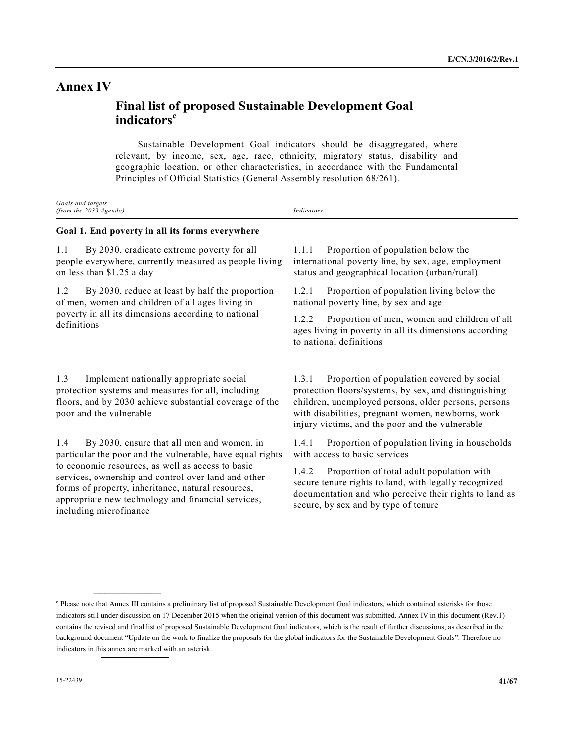# Annex IV

## Final list of proposed Sustainable Development Goal indicators[c]

Sustainable Development Goal indicators should be disaggregated, where relevant, by income, sex, age, race, ethnicity, migratory status, disability and geographic location, or other characteristics, in accordance with the Fundamental Principles of Official Statistics (General Assembly resolution 68/261).

| *Goals and targets (from the 2030 Agenda)* | *Indicators* |
|---|---|
| **Goal 1. End poverty in all its forms everywhere** | |
| 1.1 By 2030, eradicate extreme poverty for all people everywhere, currently measured as people living on less than $1.25 a day | 1.1.1 Proportion of population below the international poverty line, by sex, age, employment status and geographical location (urban/rural) |
| 1.2 By 2030, reduce at least by half the proportion of men, women and children of all ages living in poverty in all its dimensions according to national definitions | 1.2.1 Proportion of population living below the national poverty line, by sex and age |
| | 1.2.2 Proportion of men, women and children of all ages living in poverty in all its dimensions according to national definitions |
| 1.3 Implement nationally appropriate social protection systems and measures for all, including floors, and by 2030 achieve substantial coverage of the poor and the vulnerable | 1.3.1 Proportion of population covered by social protection floors/systems, by sex, and distinguishing children, unemployed persons, older persons, persons with disabilities, pregnant women, newborns, work injury victims, and the poor and the vulnerable |
| 1.4 By 2030, ensure that all men and women, in particular the poor and the vulnerable, have equal rights to economic resources, as well as access to basic services, ownership and control over land and other forms of property, inheritance, natural resources, appropriate new technology and financial services, including microfinance | 1.4.1 Proportion of population living in households with access to basic services |
| | 1.4.2 Proportion of total adult population with secure tenure rights to land, with legally recognized documentation and who perceive their rights to land as secure, by sex and by type of tenure |

---

[c] Please note that Annex III contains a preliminary list of proposed Sustainable Development Goal indicators, which contained asterisks for those indicators still under discussion on 17 December 2015 when the original version of this document was submitted. Annex IV in this document (Rev.1) contains the revised and final list of proposed Sustainable Development Goal indicators, which is the result of further discussions, as described in the background document "Update on the work to finalize the proposals for the global indicators for the Sustainable Development Goals". Therefore no indicators in this annex are marked with an asterisk.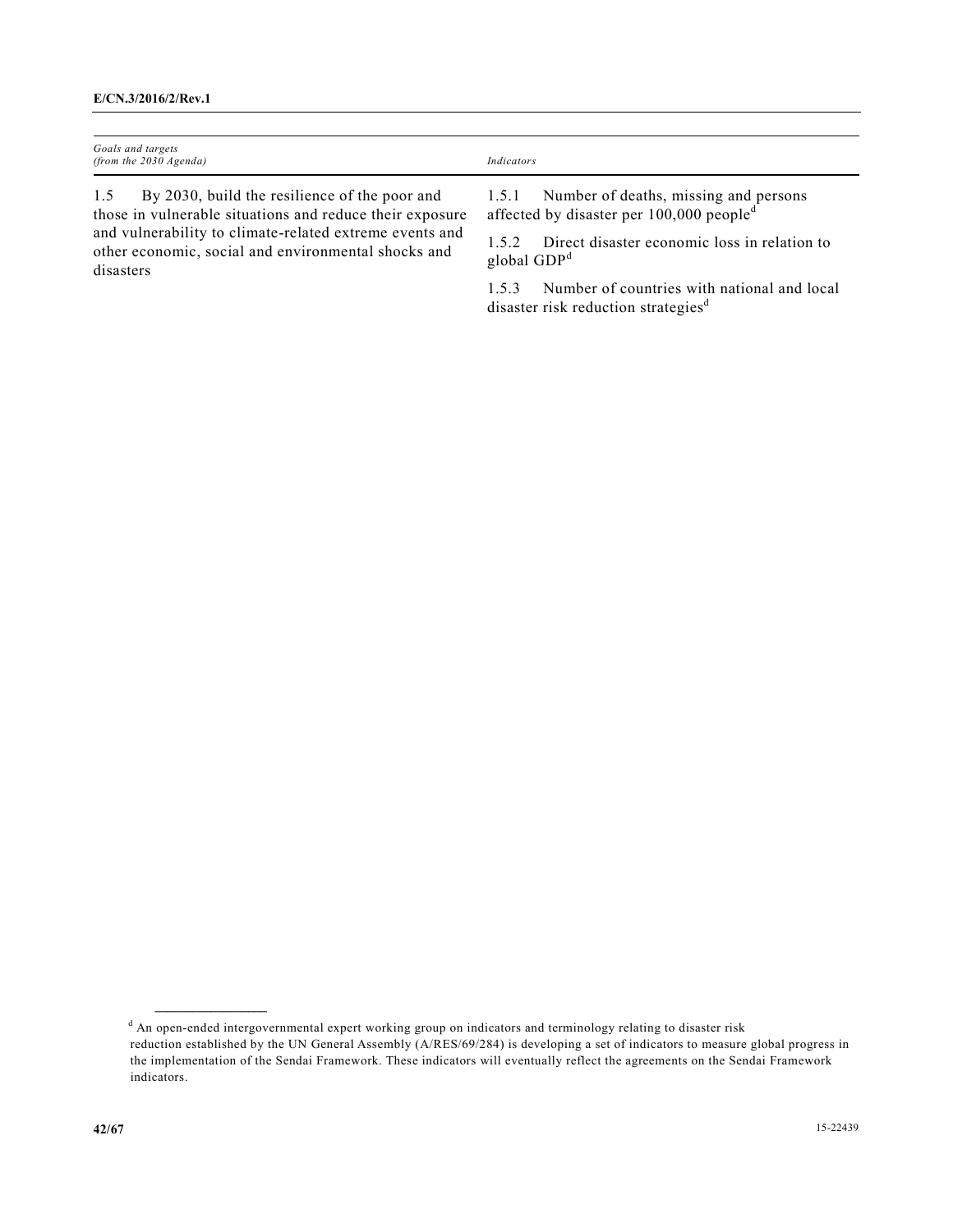| *Goals and targets (from the 2030 Agenda)* | *Indicators* |
|---|---|
| 1.5 By 2030, build the resilience of the poor and those in vulnerable situations and reduce their exposure and vulnerability to climate-related extreme events and other economic, social and environmental shocks and disasters | 1.5.1 Number of deaths, missing and persons affected by disaster per 100,000 people[d] |
| | 1.5.2 Direct disaster economic loss in relation to global GDP[d] |
| | 1.5.3 Number of countries with national and local disaster risk reduction strategies[d] |

---

[d] An open-ended intergovernmental expert working group on indicators and terminology relating to disaster risk reduction established by the UN General Assembly (A/RES/69/284) is developing a set of indicators to measure global progress in the implementation of the Sendai Framework. These indicators will eventually reflect the agreements on the Sendai Framework indicators.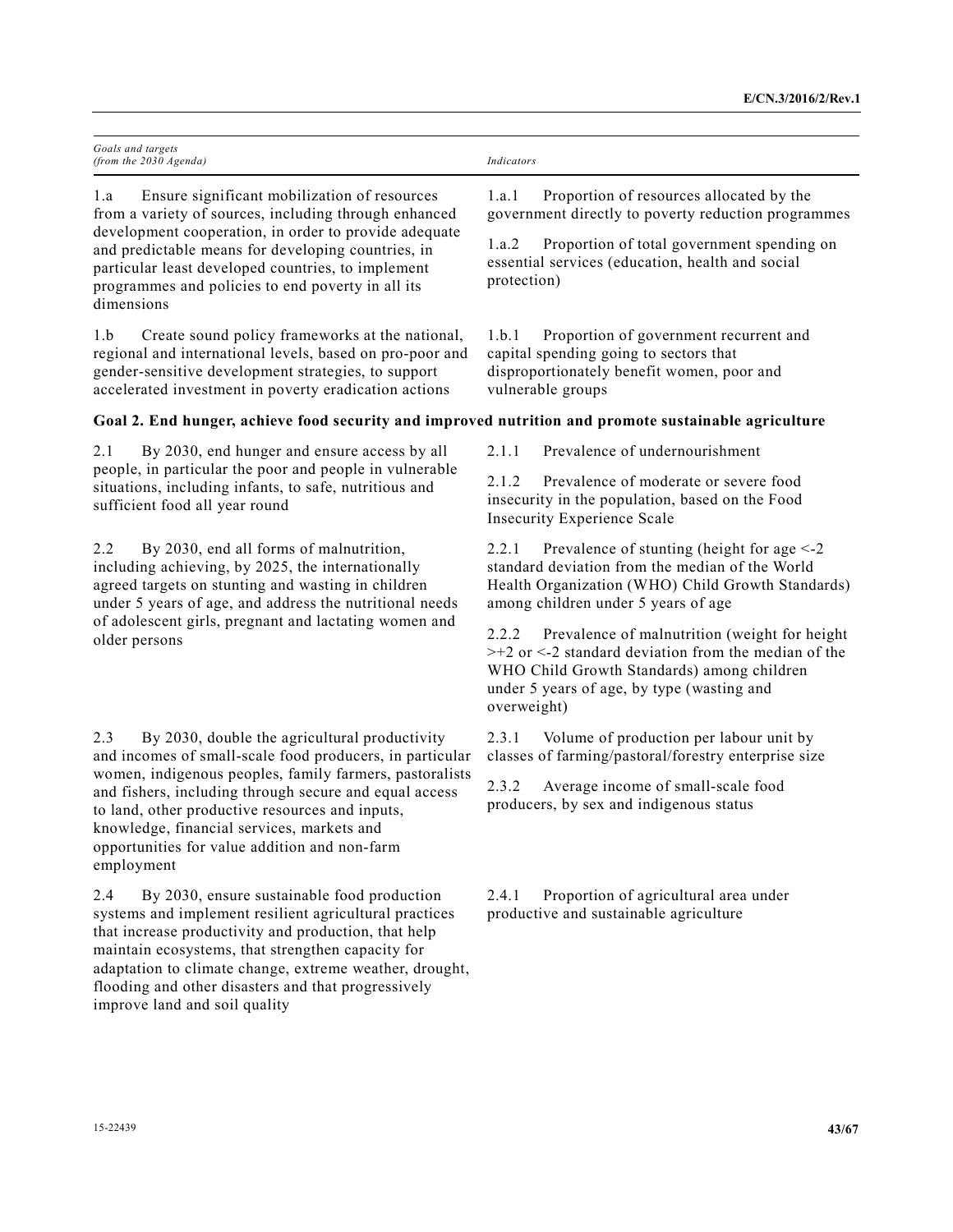| *Goals and targets (from the 2030 Agenda)* | *Indicators* |
| --- | --- |
| 1.a Ensure significant mobilization of resources from a variety of sources, including through enhanced development cooperation, in order to provide adequate and predictable means for developing countries, in particular least developed countries, to implement programmes and policies to end poverty in all its dimensions | 1.a.1 Proportion of resources allocated by the government directly to poverty reduction programmes<br><br>1.a.2 Proportion of total government spending on essential services (education, health and social protection) |
| 1.b Create sound policy frameworks at the national, regional and international levels, based on pro-poor and gender-sensitive development strategies, to support accelerated investment in poverty eradication actions | 1.b.1 Proportion of government recurrent and capital spending going to sectors that disproportionately benefit women, poor and vulnerable groups |
| **Goal 2. End hunger, achieve food security and improved nutrition and promote sustainable agriculture** | |
| 2.1 By 2030, end hunger and ensure access by all people, in particular the poor and people in vulnerable situations, including infants, to safe, nutritious and sufficient food all year round | 2.1.1 Prevalence of undernourishment<br><br>2.1.2 Prevalence of moderate or severe food insecurity in the population, based on the Food Insecurity Experience Scale |
| 2.2 By 2030, end all forms of malnutrition, including achieving, by 2025, the internationally agreed targets on stunting and wasting in children under 5 years of age, and address the nutritional needs of adolescent girls, pregnant and lactating women and older persons | 2.2.1 Prevalence of stunting (height for age <-2 standard deviation from the median of the World Health Organization (WHO) Child Growth Standards) among children under 5 years of age<br><br>2.2.2 Prevalence of malnutrition (weight for height >+2 or <-2 standard deviation from the median of the WHO Child Growth Standards) among children under 5 years of age, by type (wasting and overweight) |
| 2.3 By 2030, double the agricultural productivity and incomes of small-scale food producers, in particular women, indigenous peoples, family farmers, pastoralists and fishers, including through secure and equal access to land, other productive resources and inputs, knowledge, financial services, markets and opportunities for value addition and non-farm employment | 2.3.1 Volume of production per labour unit by classes of farming/pastoral/forestry enterprise size<br><br>2.3.2 Average income of small-scale food producers, by sex and indigenous status |
| 2.4 By 2030, ensure sustainable food production systems and implement resilient agricultural practices that increase productivity and production, that help maintain ecosystems, that strengthen capacity for adaptation to climate change, extreme weather, drought, flooding and other disasters and that progressively improve land and soil quality | 2.4.1 Proportion of agricultural area under productive and sustainable agriculture |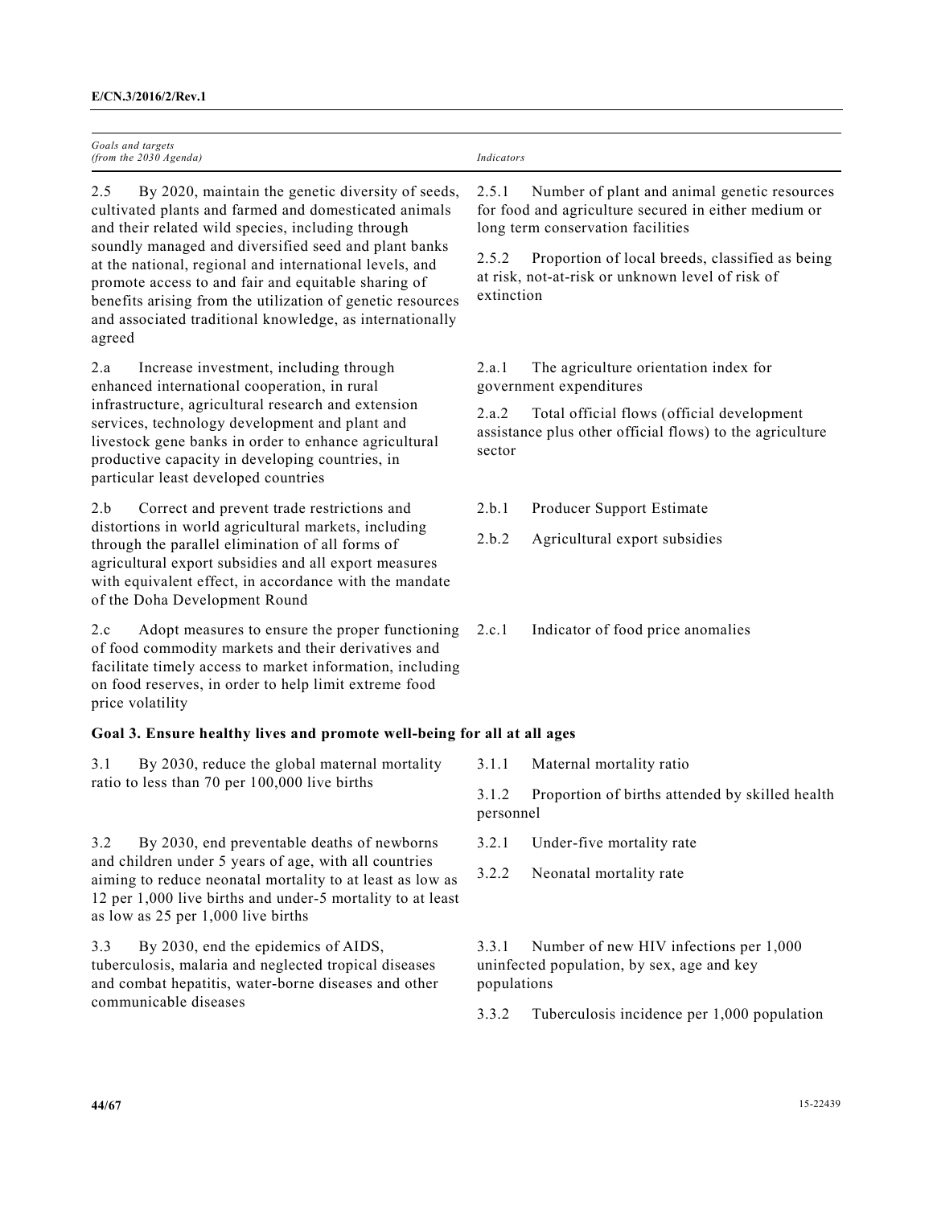| *Goals and targets (from the 2030 Agenda)* | *Indicators* |
|---|---|
| 2.5 By 2020, maintain the genetic diversity of seeds, cultivated plants and farmed and domesticated animals and their related wild species, including through soundly managed and diversified seed and plant banks at the national, regional and international levels, and promote access to and fair and equitable sharing of benefits arising from the utilization of genetic resources and associated traditional knowledge, as internationally agreed | 2.5.1 Number of plant and animal genetic resources for food and agriculture secured in either medium or long term conservation facilities<br><br>2.5.2 Proportion of local breeds, classified as being at risk, not-at-risk or unknown level of risk of extinction |
| 2.a Increase investment, including through enhanced international cooperation, in rural infrastructure, agricultural research and extension services, technology development and plant and livestock gene banks in order to enhance agricultural productive capacity in developing countries, in particular least developed countries | 2.a.1 The agriculture orientation index for government expenditures<br><br>2.a.2 Total official flows (official development assistance plus other official flows) to the agriculture sector |
| 2.b Correct and prevent trade restrictions and distortions in world agricultural markets, including through the parallel elimination of all forms of agricultural export subsidies and all export measures with equivalent effect, in accordance with the mandate of the Doha Development Round | 2.b.1 Producer Support Estimate<br><br>2.b.2 Agricultural export subsidies |
| 2.c Adopt measures to ensure the proper functioning of food commodity markets and their derivatives and facilitate timely access to market information, including on food reserves, in order to help limit extreme food price volatility | 2.c.1 Indicator of food price anomalies |
| **Goal 3. Ensure healthy lives and promote well-being for all at all ages** | |
| 3.1 By 2030, reduce the global maternal mortality ratio to less than 70 per 100,000 live births | 3.1.1 Maternal mortality ratio<br><br>3.1.2 Proportion of births attended by skilled health personnel |
| 3.2 By 2030, end preventable deaths of newborns and children under 5 years of age, with all countries aiming to reduce neonatal mortality to at least as low as 12 per 1,000 live births and under-5 mortality to at least as low as 25 per 1,000 live births | 3.2.1 Under-five mortality rate<br><br>3.2.2 Neonatal mortality rate |
| 3.3 By 2030, end the epidemics of AIDS, tuberculosis, malaria and neglected tropical diseases and combat hepatitis, water-borne diseases and other communicable diseases | 3.3.1 Number of new HIV infections per 1,000 uninfected population, by sex, age and key populations<br><br>3.3.2 Tuberculosis incidence per 1,000 population |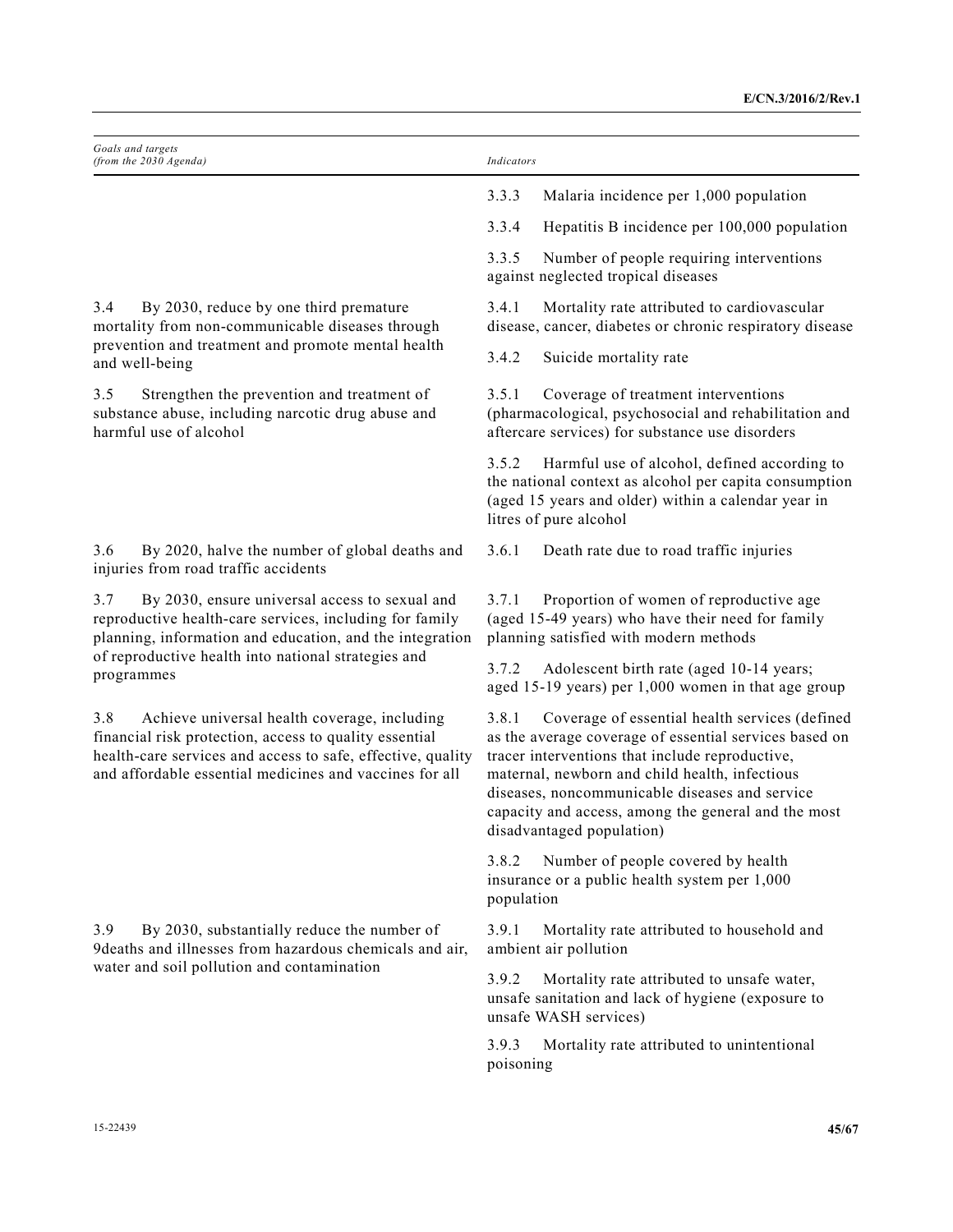| *Goals and targets (from the 2030 Agenda)* | *Indicators* |
|---|---|
| | 3.3.3 Malaria incidence per 1,000 population |
| | 3.3.4 Hepatitis B incidence per 100,000 population |
| | 3.3.5 Number of people requiring interventions against neglected tropical diseases |
| 3.4 By 2030, reduce by one third premature mortality from non-communicable diseases through prevention and treatment and promote mental health and well-being | 3.4.1 Mortality rate attributed to cardiovascular disease, cancer, diabetes or chronic respiratory disease |
| | 3.4.2 Suicide mortality rate |
| 3.5 Strengthen the prevention and treatment of substance abuse, including narcotic drug abuse and harmful use of alcohol | 3.5.1 Coverage of treatment interventions (pharmacological, psychosocial and rehabilitation and aftercare services) for substance use disorders |
| | 3.5.2 Harmful use of alcohol, defined according to the national context as alcohol per capita consumption (aged 15 years and older) within a calendar year in litres of pure alcohol |
| 3.6 By 2020, halve the number of global deaths and injuries from road traffic accidents | 3.6.1 Death rate due to road traffic injuries |
| 3.7 By 2030, ensure universal access to sexual and reproductive health-care services, including for family planning, information and education, and the integration of reproductive health into national strategies and programmes | 3.7.1 Proportion of women of reproductive age (aged 15-49 years) who have their need for family planning satisfied with modern methods |
| | 3.7.2 Adolescent birth rate (aged 10-14 years; aged 15-19 years) per 1,000 women in that age group |
| 3.8 Achieve universal health coverage, including financial risk protection, access to quality essential health-care services and access to safe, effective, quality and affordable essential medicines and vaccines for all | 3.8.1 Coverage of essential health services (defined as the average coverage of essential services based on tracer interventions that include reproductive, maternal, newborn and child health, infectious diseases, noncommunicable diseases and service capacity and access, among the general and the most disadvantaged population) |
| | 3.8.2 Number of people covered by health insurance or a public health system per 1,000 population |
| 3.9 By 2030, substantially reduce the number of 9deaths and illnesses from hazardous chemicals and air, water and soil pollution and contamination | 3.9.1 Mortality rate attributed to household and ambient air pollution |
| | 3.9.2 Mortality rate attributed to unsafe water, unsafe sanitation and lack of hygiene (exposure to unsafe WASH services) |
| | 3.9.3 Mortality rate attributed to unintentional poisoning |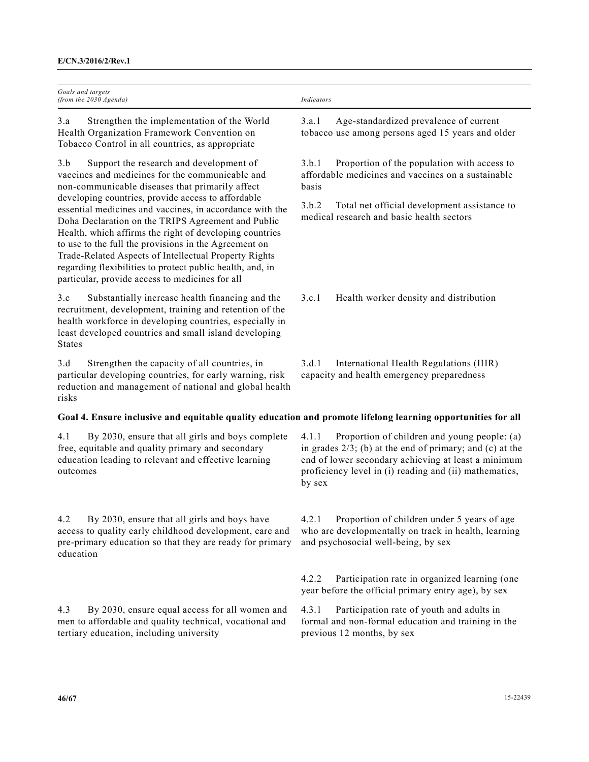| *Goals and targets (from the 2030 Agenda)* | *Indicators* |
|---|---|
| 3.a Strengthen the implementation of the World Health Organization Framework Convention on Tobacco Control in all countries, as appropriate | 3.a.1 Age-standardized prevalence of current tobacco use among persons aged 15 years and older |
| 3.b Support the research and development of vaccines and medicines for the communicable and non-communicable diseases that primarily affect developing countries, provide access to affordable essential medicines and vaccines, in accordance with the Doha Declaration on the TRIPS Agreement and Public Health, which affirms the right of developing countries to use to the full the provisions in the Agreement on Trade-Related Aspects of Intellectual Property Rights regarding flexibilities to protect public health, and, in particular, provide access to medicines for all | 3.b.1 Proportion of the population with access to affordable medicines and vaccines on a sustainable basis<br><br>3.b.2 Total net official development assistance to medical research and basic health sectors |
| 3.c Substantially increase health financing and the recruitment, development, training and retention of the health workforce in developing countries, especially in least developed countries and small island developing States | 3.c.1 Health worker density and distribution |
| 3.d Strengthen the capacity of all countries, in particular developing countries, for early warning, risk reduction and management of national and global health risks | 3.d.1 International Health Regulations (IHR) capacity and health emergency preparedness |
| **Goal 4. Ensure inclusive and equitable quality education and promote lifelong learning opportunities for all** | |
| 4.1 By 2030, ensure that all girls and boys complete free, equitable and quality primary and secondary education leading to relevant and effective learning outcomes | 4.1.1 Proportion of children and young people: (a) in grades 2/3; (b) at the end of primary; and (c) at the end of lower secondary achieving at least a minimum proficiency level in (i) reading and (ii) mathematics, by sex |
| 4.2 By 2030, ensure that all girls and boys have access to quality early childhood development, care and pre-primary education so that they are ready for primary education | 4.2.1 Proportion of children under 5 years of age who are developmentally on track in health, learning and psychosocial well-being, by sex<br><br>4.2.2 Participation rate in organized learning (one year before the official primary entry age), by sex |
| 4.3 By 2030, ensure equal access for all women and men to affordable and quality technical, vocational and tertiary education, including university | 4.3.1 Participation rate of youth and adults in formal and non-formal education and training in the previous 12 months, by sex |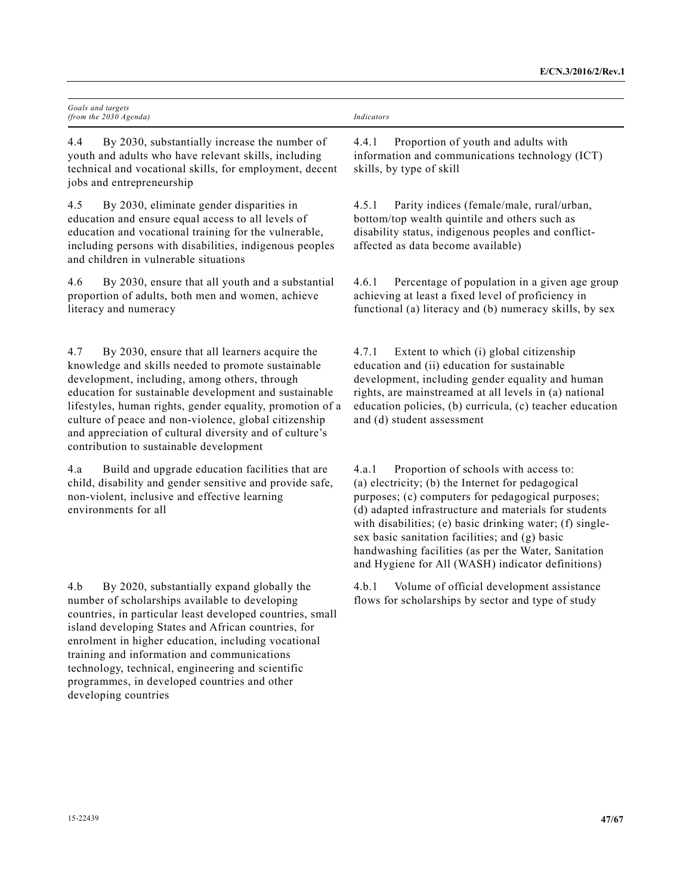| *Goals and targets (from the 2030 Agenda)* | *Indicators* |
| --- | --- |
| 4.4 By 2030, substantially increase the number of youth and adults who have relevant skills, including technical and vocational skills, for employment, decent jobs and entrepreneurship | 4.4.1 Proportion of youth and adults with information and communications technology (ICT) skills, by type of skill |
| 4.5 By 2030, eliminate gender disparities in education and ensure equal access to all levels of education and vocational training for the vulnerable, including persons with disabilities, indigenous peoples and children in vulnerable situations | 4.5.1 Parity indices (female/male, rural/urban, bottom/top wealth quintile and others such as disability status, indigenous peoples and conflict-affected as data become available) |
| 4.6 By 2030, ensure that all youth and a substantial proportion of adults, both men and women, achieve literacy and numeracy | 4.6.1 Percentage of population in a given age group achieving at least a fixed level of proficiency in functional (a) literacy and (b) numeracy skills, by sex |
| 4.7 By 2030, ensure that all learners acquire the knowledge and skills needed to promote sustainable development, including, among others, through education for sustainable development and sustainable lifestyles, human rights, gender equality, promotion of a culture of peace and non-violence, global citizenship and appreciation of cultural diversity and of culture's contribution to sustainable development | 4.7.1 Extent to which (i) global citizenship education and (ii) education for sustainable development, including gender equality and human rights, are mainstreamed at all levels in (a) national education policies, (b) curricula, (c) teacher education and (d) student assessment |
| 4.a Build and upgrade education facilities that are child, disability and gender sensitive and provide safe, non-violent, inclusive and effective learning environments for all | 4.a.1 Proportion of schools with access to: (a) electricity; (b) the Internet for pedagogical purposes; (c) computers for pedagogical purposes; (d) adapted infrastructure and materials for students with disabilities; (e) basic drinking water; (f) single-sex basic sanitation facilities; and (g) basic handwashing facilities (as per the Water, Sanitation and Hygiene for All (WASH) indicator definitions) |
| 4.b By 2020, substantially expand globally the number of scholarships available to developing countries, in particular least developed countries, small island developing States and African countries, for enrolment in higher education, including vocational training and information and communications technology, technical, engineering and scientific programmes, in developed countries and other developing countries | 4.b.1 Volume of official development assistance flows for scholarships by sector and type of study |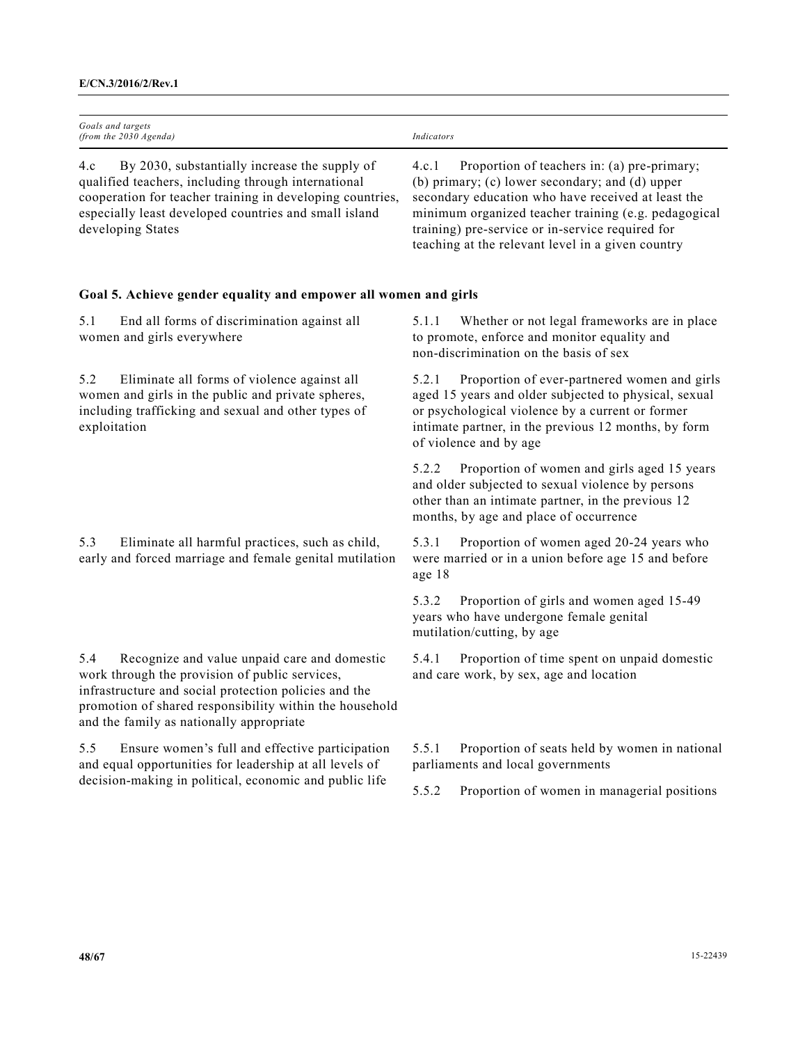| *Goals and targets (from the 2030 Agenda)* | *Indicators* |
|---|---|
| 4.c By 2030, substantially increase the supply of qualified teachers, including through international cooperation for teacher training in developing countries, especially least developed countries and small island developing States | 4.c.1 Proportion of teachers in: (a) pre-primary; (b) primary; (c) lower secondary; and (d) upper secondary education who have received at least the minimum organized teacher training (e.g. pedagogical training) pre-service or in-service required for teaching at the relevant level in a given country |
| **Goal 5. Achieve gender equality and empower all women and girls** | |
| 5.1 End all forms of discrimination against all women and girls everywhere | 5.1.1 Whether or not legal frameworks are in place to promote, enforce and monitor equality and non-discrimination on the basis of sex |
| 5.2 Eliminate all forms of violence against all women and girls in the public and private spheres, including trafficking and sexual and other types of exploitation | 5.2.1 Proportion of ever-partnered women and girls aged 15 years and older subjected to physical, sexual or psychological violence by a current or former intimate partner, in the previous 12 months, by form of violence and by age |
| | 5.2.2 Proportion of women and girls aged 15 years and older subjected to sexual violence by persons other than an intimate partner, in the previous 12 months, by age and place of occurrence |
| 5.3 Eliminate all harmful practices, such as child, early and forced marriage and female genital mutilation | 5.3.1 Proportion of women aged 20-24 years who were married or in a union before age 15 and before age 18 |
| | 5.3.2 Proportion of girls and women aged 15-49 years who have undergone female genital mutilation/cutting, by age |
| 5.4 Recognize and value unpaid care and domestic work through the provision of public services, infrastructure and social protection policies and the promotion of shared responsibility within the household and the family as nationally appropriate | 5.4.1 Proportion of time spent on unpaid domestic and care work, by sex, age and location |
| 5.5 Ensure women's full and effective participation and equal opportunities for leadership at all levels of decision-making in political, economic and public life | 5.5.1 Proportion of seats held by women in national parliaments and local governments |
| | 5.5.2 Proportion of women in managerial positions |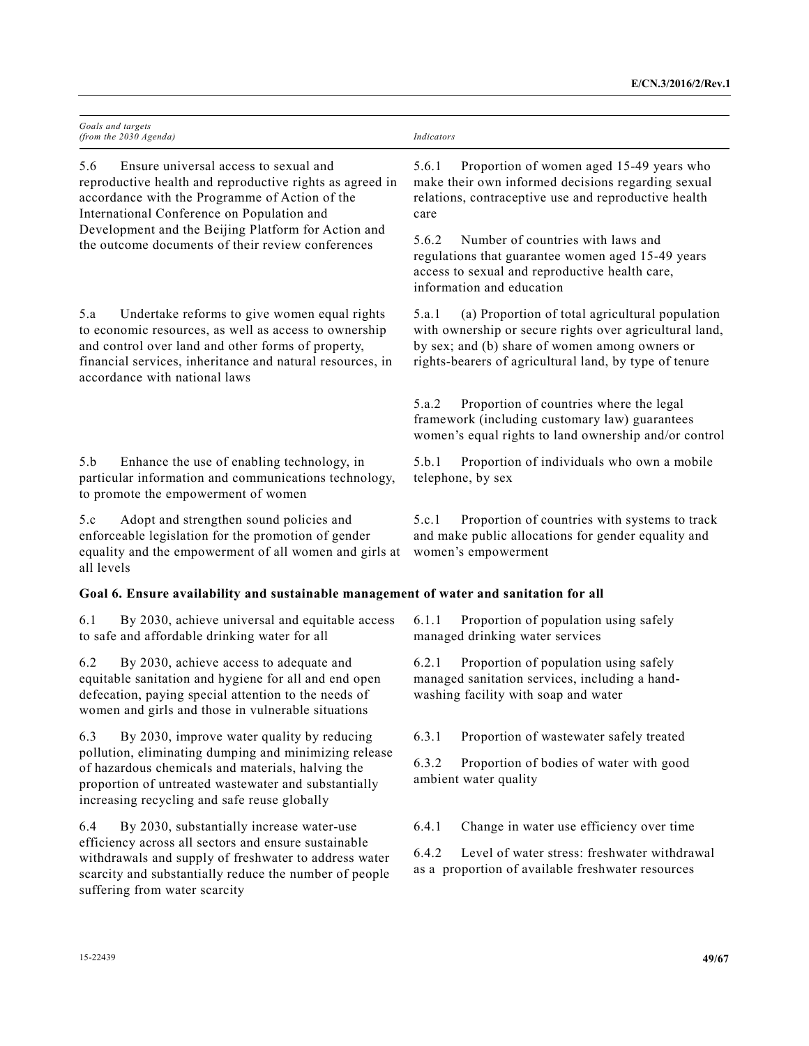| *Goals and targets (from the 2030 Agenda)* | *Indicators* |
|---|---|
| 5.6 Ensure universal access to sexual and reproductive health and reproductive rights as agreed in accordance with the Programme of Action of the International Conference on Population and Development and the Beijing Platform for Action and the outcome documents of their review conferences | 5.6.1 Proportion of women aged 15-49 years who make their own informed decisions regarding sexual relations, contraceptive use and reproductive health care<br><br>5.6.2 Number of countries with laws and regulations that guarantee women aged 15-49 years access to sexual and reproductive health care, information and education |
| 5.a Undertake reforms to give women equal rights to economic resources, as well as access to ownership and control over land and other forms of property, financial services, inheritance and natural resources, in accordance with national laws | 5.a.1 (a) Proportion of total agricultural population with ownership or secure rights over agricultural land, by sex; and (b) share of women among owners or rights-bearers of agricultural land, by type of tenure<br><br>5.a.2 Proportion of countries where the legal framework (including customary law) guarantees women's equal rights to land ownership and/or control |
| 5.b Enhance the use of enabling technology, in particular information and communications technology, to promote the empowerment of women | 5.b.1 Proportion of individuals who own a mobile telephone, by sex |
| 5.c Adopt and strengthen sound policies and enforceable legislation for the promotion of gender equality and the empowerment of all women and girls at all levels | 5.c.1 Proportion of countries with systems to track and make public allocations for gender equality and women's empowerment |
| **Goal 6. Ensure availability and sustainable management of water and sanitation for all** | |
| 6.1 By 2030, achieve universal and equitable access to safe and affordable drinking water for all | 6.1.1 Proportion of population using safely managed drinking water services |
| 6.2 By 2030, achieve access to adequate and equitable sanitation and hygiene for all and end open defecation, paying special attention to the needs of women and girls and those in vulnerable situations | 6.2.1 Proportion of population using safely managed sanitation services, including a hand-washing facility with soap and water |
| 6.3 By 2030, improve water quality by reducing pollution, eliminating dumping and minimizing release of hazardous chemicals and materials, halving the proportion of untreated wastewater and substantially increasing recycling and safe reuse globally | 6.3.1 Proportion of wastewater safely treated<br><br>6.3.2 Proportion of bodies of water with good ambient water quality |
| 6.4 By 2030, substantially increase water-use efficiency across all sectors and ensure sustainable withdrawals and supply of freshwater to address water scarcity and substantially reduce the number of people suffering from water scarcity | 6.4.1 Change in water use efficiency over time<br><br>6.4.2 Level of water stress: freshwater withdrawal as a proportion of available freshwater resources |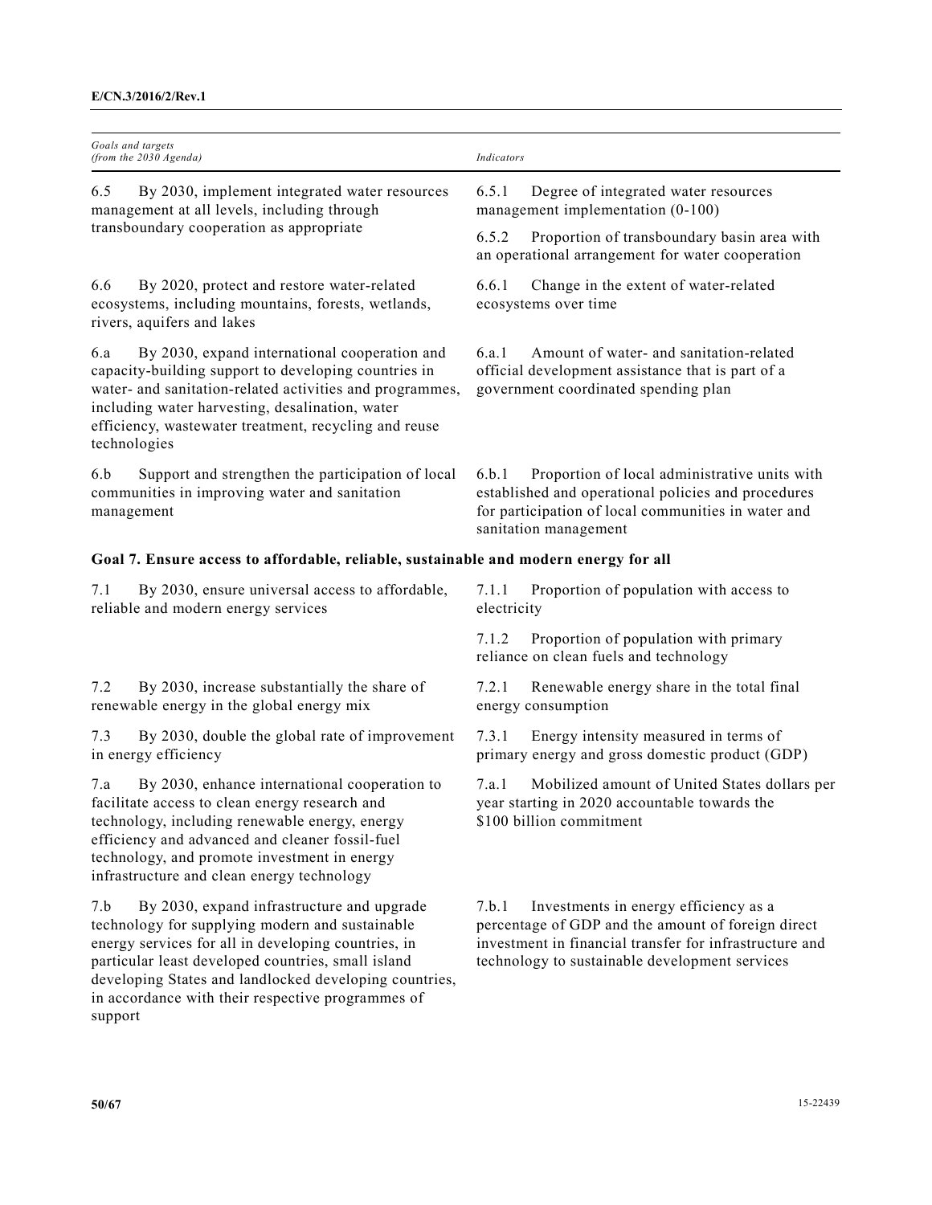| *Goals and targets (from the 2030 Agenda)* | *Indicators* |
|---|---|
| 6.5 By 2030, implement integrated water resources management at all levels, including through transboundary cooperation as appropriate | 6.5.1 Degree of integrated water resources management implementation (0-100) |
| | 6.5.2 Proportion of transboundary basin area with an operational arrangement for water cooperation |
| 6.6 By 2020, protect and restore water-related ecosystems, including mountains, forests, wetlands, rivers, aquifers and lakes | 6.6.1 Change in the extent of water-related ecosystems over time |
| 6.a By 2030, expand international cooperation and capacity-building support to developing countries in water- and sanitation-related activities and programmes, including water harvesting, desalination, water efficiency, wastewater treatment, recycling and reuse technologies | 6.a.1 Amount of water- and sanitation-related official development assistance that is part of a government coordinated spending plan |
| 6.b Support and strengthen the participation of local communities in improving water and sanitation management | 6.b.1 Proportion of local administrative units with established and operational policies and procedures for participation of local communities in water and sanitation management |
| **Goal 7. Ensure access to affordable, reliable, sustainable and modern energy for all** | |
| 7.1 By 2030, ensure universal access to affordable, reliable and modern energy services | 7.1.1 Proportion of population with access to electricity |
| | 7.1.2 Proportion of population with primary reliance on clean fuels and technology |
| 7.2 By 2030, increase substantially the share of renewable energy in the global energy mix | 7.2.1 Renewable energy share in the total final energy consumption |
| 7.3 By 2030, double the global rate of improvement in energy efficiency | 7.3.1 Energy intensity measured in terms of primary energy and gross domestic product (GDP) |
| 7.a By 2030, enhance international cooperation to facilitate access to clean energy research and technology, including renewable energy, energy efficiency and advanced and cleaner fossil-fuel technology, and promote investment in energy infrastructure and clean energy technology | 7.a.1 Mobilized amount of United States dollars per year starting in 2020 accountable towards the $100 billion commitment |
| 7.b By 2030, expand infrastructure and upgrade technology for supplying modern and sustainable energy services for all in developing countries, in particular least developed countries, small island developing States and landlocked developing countries, in accordance with their respective programmes of support | 7.b.1 Investments in energy efficiency as a percentage of GDP and the amount of foreign direct investment in financial transfer for infrastructure and technology to sustainable development services |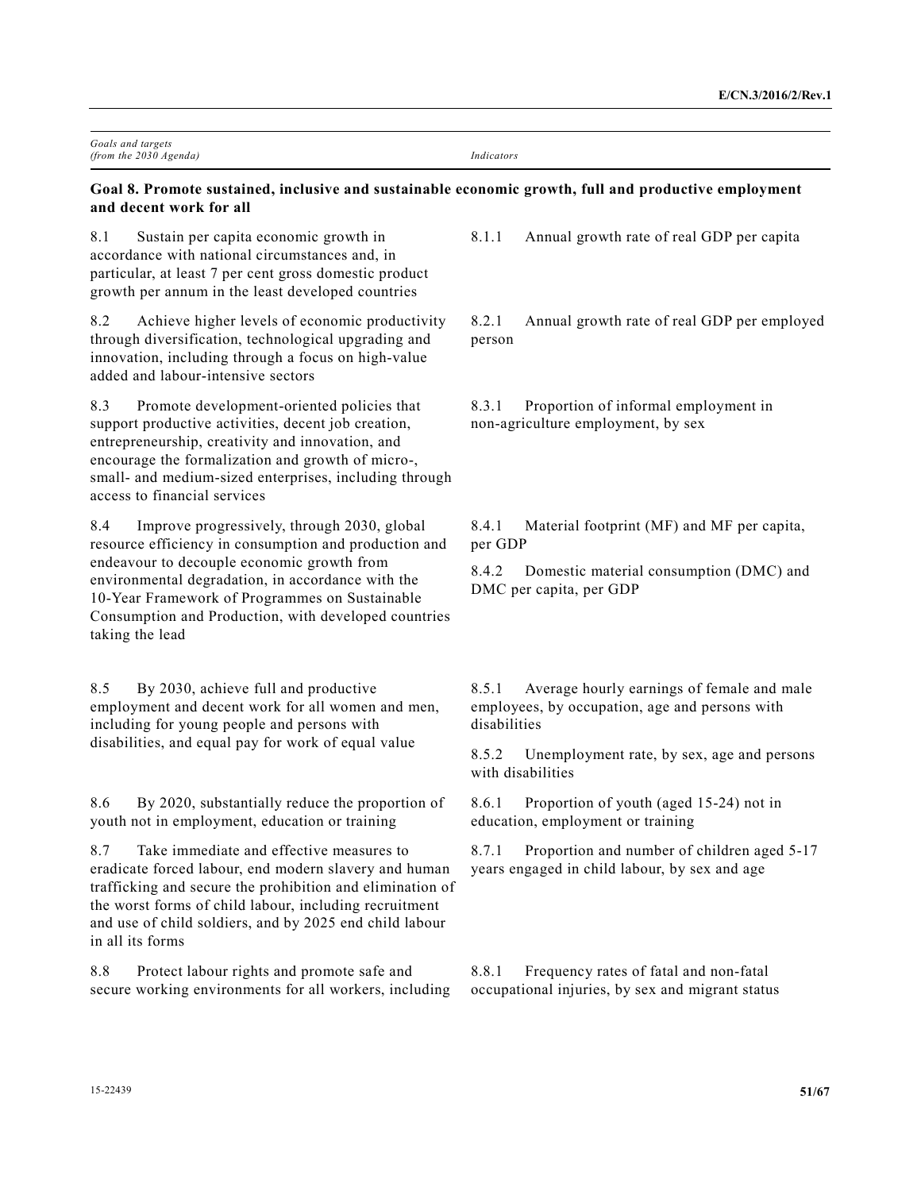| *Goals and targets (from the 2030 Agenda)* | *Indicators* |
|---|---|
| **Goal 8. Promote sustained, inclusive and sustainable economic growth, full and productive employment and decent work for all** | |
| 8.1 Sustain per capita economic growth in accordance with national circumstances and, in particular, at least 7 per cent gross domestic product growth per annum in the least developed countries | 8.1.1 Annual growth rate of real GDP per capita |
| 8.2 Achieve higher levels of economic productivity through diversification, technological upgrading and innovation, including through a focus on high-value added and labour-intensive sectors | 8.2.1 Annual growth rate of real GDP per employed person |
| 8.3 Promote development-oriented policies that support productive activities, decent job creation, entrepreneurship, creativity and innovation, and encourage the formalization and growth of micro-, small- and medium-sized enterprises, including through access to financial services | 8.3.1 Proportion of informal employment in non-agriculture employment, by sex |
| 8.4 Improve progressively, through 2030, global resource efficiency in consumption and production and endeavour to decouple economic growth from environmental degradation, in accordance with the 10-Year Framework of Programmes on Sustainable Consumption and Production, with developed countries taking the lead | 8.4.1 Material footprint (MF) and MF per capita, per GDP<br>8.4.2 Domestic material consumption (DMC) and DMC per capita, per GDP |
| 8.5 By 2030, achieve full and productive employment and decent work for all women and men, including for young people and persons with disabilities, and equal pay for work of equal value | 8.5.1 Average hourly earnings of female and male employees, by occupation, age and persons with disabilities<br>8.5.2 Unemployment rate, by sex, age and persons with disabilities |
| 8.6 By 2020, substantially reduce the proportion of youth not in employment, education or training | 8.6.1 Proportion of youth (aged 15-24) not in education, employment or training |
| 8.7 Take immediate and effective measures to eradicate forced labour, end modern slavery and human trafficking and secure the prohibition and elimination of the worst forms of child labour, including recruitment and use of child soldiers, and by 2025 end child labour in all its forms | 8.7.1 Proportion and number of children aged 5-17 years engaged in child labour, by sex and age |
| 8.8 Protect labour rights and promote safe and secure working environments for all workers, including | 8.8.1 Frequency rates of fatal and non-fatal occupational injuries, by sex and migrant status |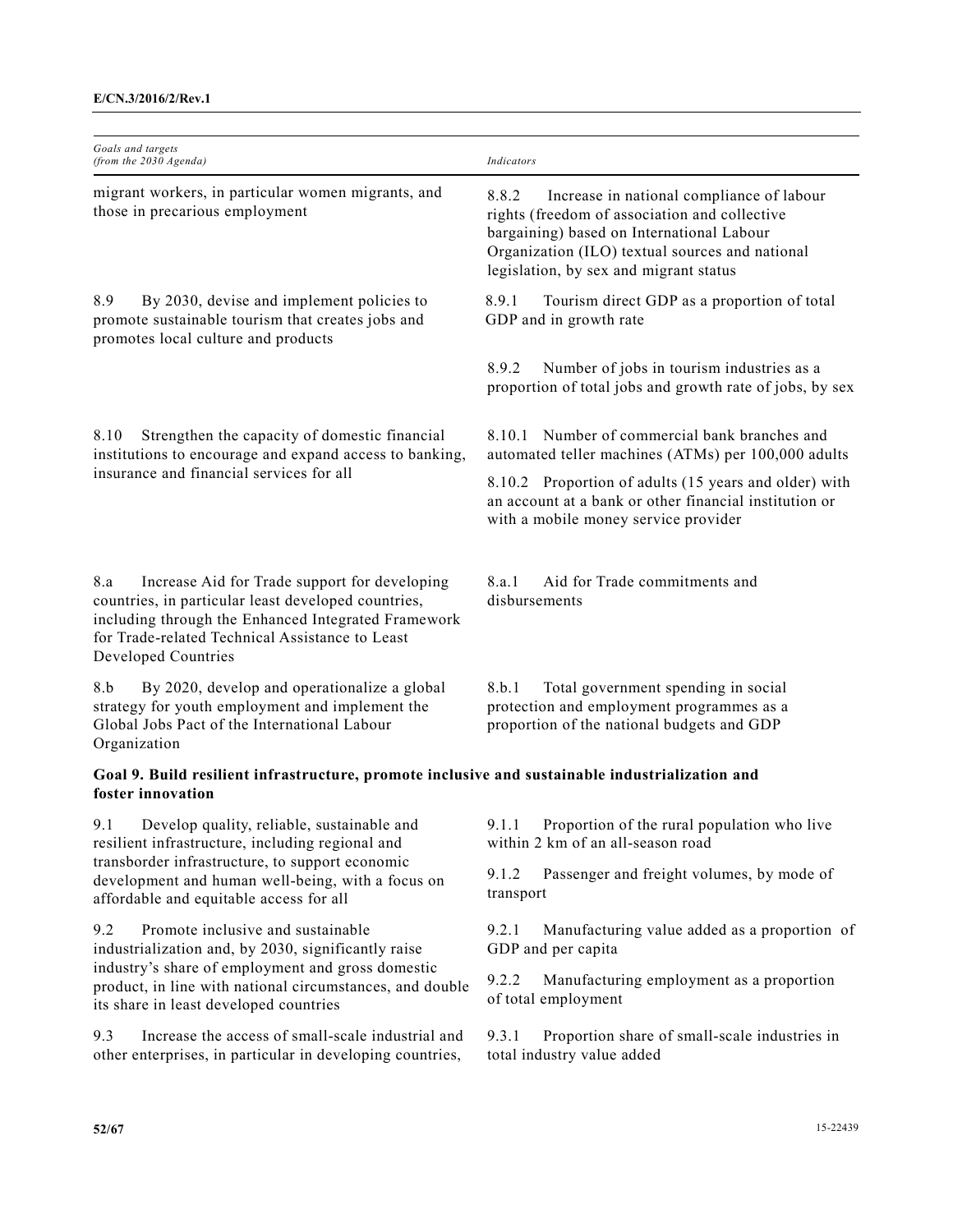| Goals and targets (from the 2030 Agenda) | Indicators |
|---|---|
| migrant workers, in particular women migrants, and those in precarious employment | 8.8.2 Increase in national compliance of labour rights (freedom of association and collective bargaining) based on International Labour Organization (ILO) textual sources and national legislation, by sex and migrant status |
| 8.9 By 2030, devise and implement policies to promote sustainable tourism that creates jobs and promotes local culture and products | 8.9.1 Tourism direct GDP as a proportion of total GDP and in growth rate |
| | 8.9.2 Number of jobs in tourism industries as a proportion of total jobs and growth rate of jobs, by sex |
| 8.10 Strengthen the capacity of domestic financial institutions to encourage and expand access to banking, insurance and financial services for all | 8.10.1 Number of commercial bank branches and automated teller machines (ATMs) per 100,000 adults |
| | 8.10.2 Proportion of adults (15 years and older) with an account at a bank or other financial institution or with a mobile money service provider |
| 8.a Increase Aid for Trade support for developing countries, in particular least developed countries, including through the Enhanced Integrated Framework for Trade-related Technical Assistance to Least Developed Countries | 8.a.1 Aid for Trade commitments and disbursements |
| 8.b By 2020, develop and operationalize a global strategy for youth employment and implement the Global Jobs Pact of the International Labour Organization | 8.b.1 Total government spending in social protection and employment programmes as a proportion of the national budgets and GDP |
| **Goal 9. Build resilient infrastructure, promote inclusive and sustainable industrialization and foster innovation** | |
| 9.1 Develop quality, reliable, sustainable and resilient infrastructure, including regional and transborder infrastructure, to support economic development and human well-being, with a focus on affordable and equitable access for all | 9.1.1 Proportion of the rural population who live within 2 km of an all-season road |
| | 9.1.2 Passenger and freight volumes, by mode of transport |
| 9.2 Promote inclusive and sustainable industrialization and, by 2030, significantly raise industry's share of employment and gross domestic product, in line with national circumstances, and double its share in least developed countries | 9.2.1 Manufacturing value added as a proportion of GDP and per capita |
| | 9.2.2 Manufacturing employment as a proportion of total employment |
| 9.3 Increase the access of small-scale industrial and other enterprises, in particular in developing countries, | 9.3.1 Proportion share of small-scale industries in total industry value added |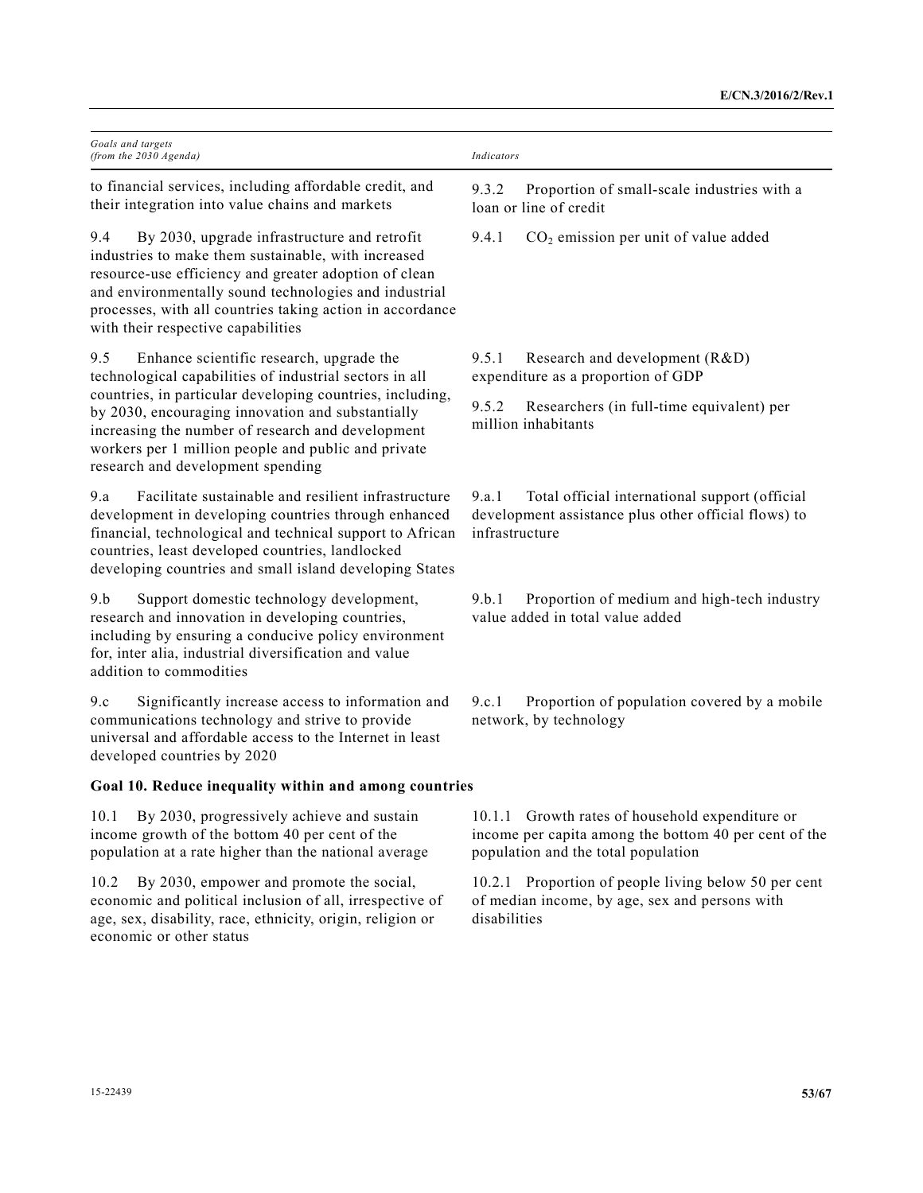| *Goals and targets (from the 2030 Agenda)* | *Indicators* |
|---|---|
| to financial services, including affordable credit, and their integration into value chains and markets | 9.3.2 Proportion of small-scale industries with a loan or line of credit |
| 9.4 By 2030, upgrade infrastructure and retrofit industries to make them sustainable, with increased resource-use efficiency and greater adoption of clean and environmentally sound technologies and industrial processes, with all countries taking action in accordance with their respective capabilities | 9.4.1 $CO_2$ emission per unit of value added |
| 9.5 Enhance scientific research, upgrade the technological capabilities of industrial sectors in all countries, in particular developing countries, including, by 2030, encouraging innovation and substantially increasing the number of research and development workers per 1 million people and public and private research and development spending | 9.5.1 Research and development (R&D) expenditure as a proportion of GDP<br><br>9.5.2 Researchers (in full-time equivalent) per million inhabitants |
| 9.a Facilitate sustainable and resilient infrastructure development in developing countries through enhanced financial, technological and technical support to African countries, least developed countries, landlocked developing countries and small island developing States | 9.a.1 Total official international support (official development assistance plus other official flows) to infrastructure |
| 9.b Support domestic technology development, research and innovation in developing countries, including by ensuring a conducive policy environment for, inter alia, industrial diversification and value addition to commodities | 9.b.1 Proportion of medium and high-tech industry value added in total value added |
| 9.c Significantly increase access to information and communications technology and strive to provide universal and affordable access to the Internet in least developed countries by 2020 | 9.c.1 Proportion of population covered by a mobile network, by technology |
| **Goal 10. Reduce inequality within and among countries** | |
| 10.1 By 2030, progressively achieve and sustain income growth of the bottom 40 per cent of the population at a rate higher than the national average | 10.1.1 Growth rates of household expenditure or income per capita among the bottom 40 per cent of the population and the total population |
| 10.2 By 2030, empower and promote the social, economic and political inclusion of all, irrespective of age, sex, disability, race, ethnicity, origin, religion or economic or other status | 10.2.1 Proportion of people living below 50 per cent of median income, by age, sex and persons with disabilities |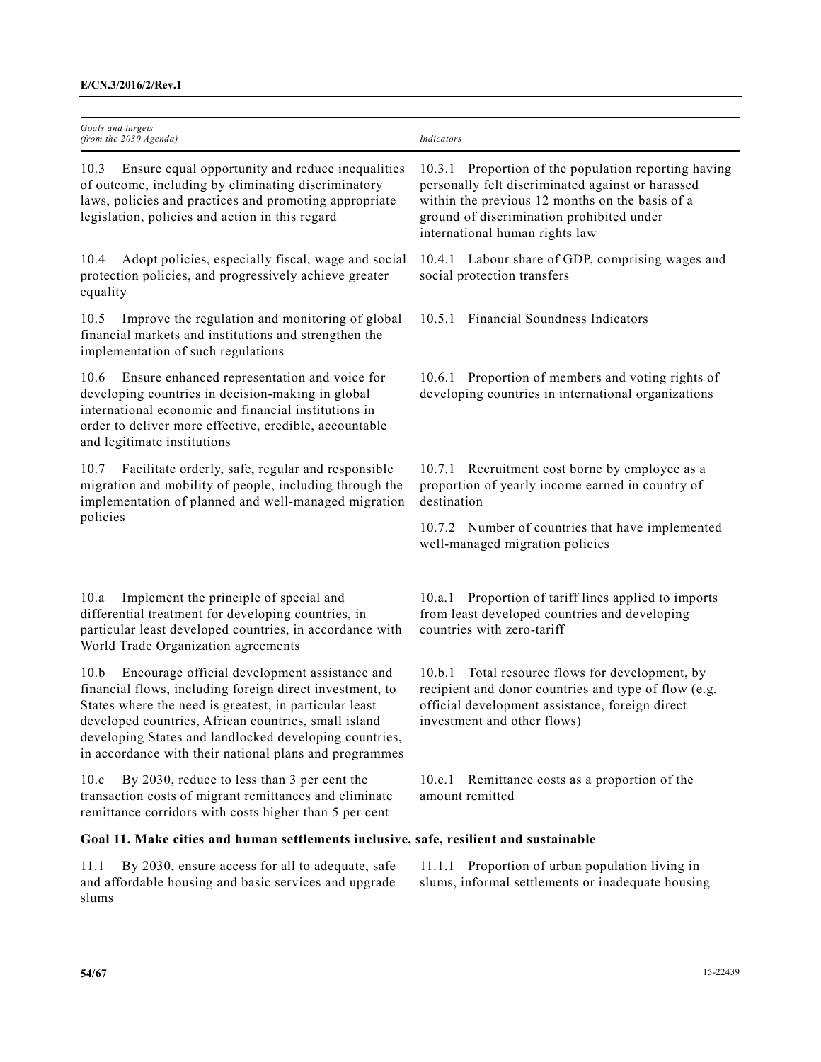| Goals and targets (from the 2030 Agenda) | Indicators |
|---|---|
| 10.3 Ensure equal opportunity and reduce inequalities of outcome, including by eliminating discriminatory laws, policies and practices and promoting appropriate legislation, policies and action in this regard | 10.3.1 Proportion of the population reporting having personally felt discriminated against or harassed within the previous 12 months on the basis of a ground of discrimination prohibited under international human rights law |
| 10.4 Adopt policies, especially fiscal, wage and social protection policies, and progressively achieve greater equality | 10.4.1 Labour share of GDP, comprising wages and social protection transfers |
| 10.5 Improve the regulation and monitoring of global financial markets and institutions and strengthen the implementation of such regulations | 10.5.1 Financial Soundness Indicators |
| 10.6 Ensure enhanced representation and voice for developing countries in decision-making in global international economic and financial institutions in order to deliver more effective, credible, accountable and legitimate institutions | 10.6.1 Proportion of members and voting rights of developing countries in international organizations |
| 10.7 Facilitate orderly, safe, regular and responsible migration and mobility of people, including through the implementation of planned and well-managed migration policies | 10.7.1 Recruitment cost borne by employee as a proportion of yearly income earned in country of destination<br><br>10.7.2 Number of countries that have implemented well-managed migration policies |
| 10.a Implement the principle of special and differential treatment for developing countries, in particular least developed countries, in accordance with World Trade Organization agreements | 10.a.1 Proportion of tariff lines applied to imports from least developed countries and developing countries with zero-tariff |
| 10.b Encourage official development assistance and financial flows, including foreign direct investment, to States where the need is greatest, in particular least developed countries, African countries, small island developing States and landlocked developing countries, in accordance with their national plans and programmes | 10.b.1 Total resource flows for development, by recipient and donor countries and type of flow (e.g. official development assistance, foreign direct investment and other flows) |
| 10.c By 2030, reduce to less than 3 per cent the transaction costs of migrant remittances and eliminate remittance corridors with costs higher than 5 per cent | 10.c.1 Remittance costs as a proportion of the amount remitted |
| **Goal 11. Make cities and human settlements inclusive, safe, resilient and sustainable** | |
| 11.1 By 2030, ensure access for all to adequate, safe and affordable housing and basic services and upgrade slums | 11.1.1 Proportion of urban population living in slums, informal settlements or inadequate housing |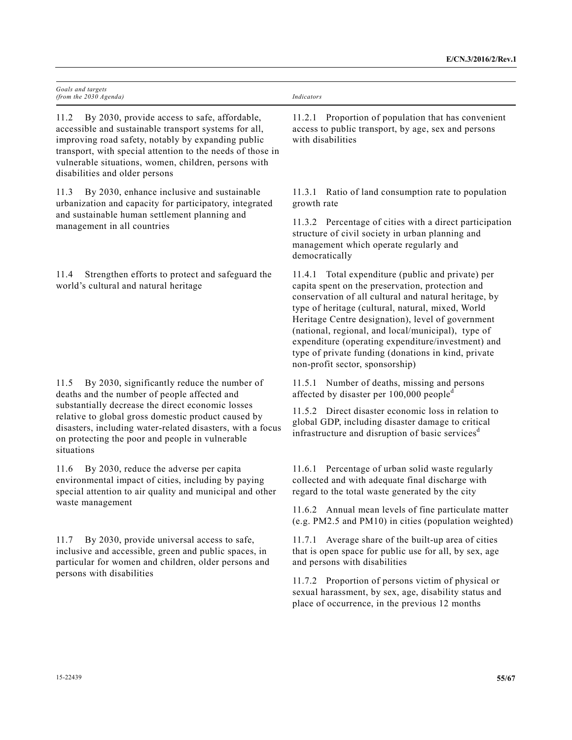| *Goals and targets (from the 2030 Agenda)* | *Indicators* |
| --- | --- |
| 11.2 By 2030, provide access to safe, affordable, accessible and sustainable transport systems for all, improving road safety, notably by expanding public transport, with special attention to the needs of those in vulnerable situations, women, children, persons with disabilities and older persons | 11.2.1 Proportion of population that has convenient access to public transport, by age, sex and persons with disabilities |
| 11.3 By 2030, enhance inclusive and sustainable urbanization and capacity for participatory, integrated and sustainable human settlement planning and management in all countries | 11.3.1 Ratio of land consumption rate to population growth rate |
| | 11.3.2 Percentage of cities with a direct participation structure of civil society in urban planning and management which operate regularly and democratically |
| 11.4 Strengthen efforts to protect and safeguard the world's cultural and natural heritage | 11.4.1 Total expenditure (public and private) per capita spent on the preservation, protection and conservation of all cultural and natural heritage, by type of heritage (cultural, natural, mixed, World Heritage Centre designation), level of government (national, regional, and local/municipal), type of expenditure (operating expenditure/investment) and type of private funding (donations in kind, private non-profit sector, sponsorship) |
| 11.5 By 2030, significantly reduce the number of deaths and the number of people affected and substantially decrease the direct economic losses relative to global gross domestic product caused by disasters, including water-related disasters, with a focus on protecting the poor and people in vulnerable situations | 11.5.1 Number of deaths, missing and persons affected by disaster per 100,000 people[d] |
| | 11.5.2 Direct disaster economic loss in relation to global GDP, including disaster damage to critical infrastructure and disruption of basic services[d] |
| 11.6 By 2030, reduce the adverse per capita environmental impact of cities, including by paying special attention to air quality and municipal and other waste management | 11.6.1 Percentage of urban solid waste regularly collected and with adequate final discharge with regard to the total waste generated by the city |
| | 11.6.2 Annual mean levels of fine particulate matter (e.g. PM2.5 and PM10) in cities (population weighted) |
| 11.7 By 2030, provide universal access to safe, inclusive and accessible, green and public spaces, in particular for women and children, older persons and persons with disabilities | 11.7.1 Average share of the built-up area of cities that is open space for public use for all, by sex, age and persons with disabilities |
| | 11.7.2 Proportion of persons victim of physical or sexual harassment, by sex, age, disability status and place of occurrence, in the previous 12 months |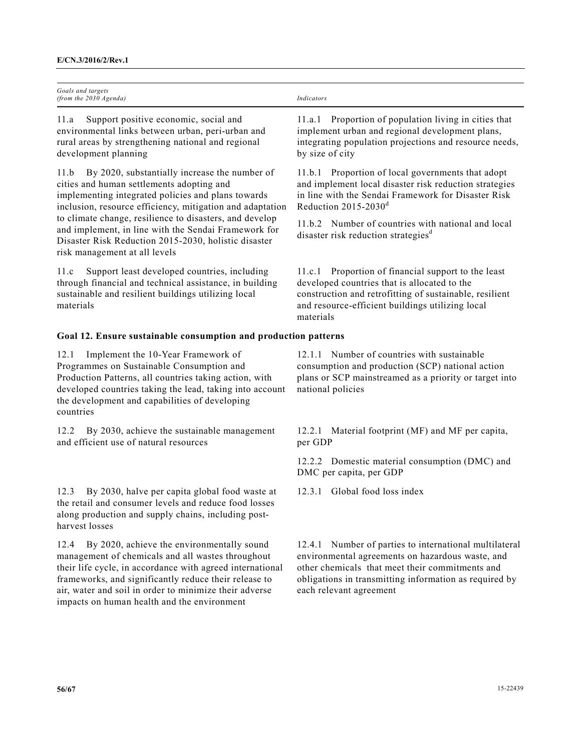| Goals and targets (from the 2030 Agenda) | Indicators |
|---|---|
| 11.a Support positive economic, social and environmental links between urban, peri-urban and rural areas by strengthening national and regional development planning | 11.a.1 Proportion of population living in cities that implement urban and regional development plans, integrating population projections and resource needs, by size of city |
| 11.b By 2020, substantially increase the number of cities and human settlements adopting and implementing integrated policies and plans towards inclusion, resource efficiency, mitigation and adaptation to climate change, resilience to disasters, and develop and implement, in line with the Sendai Framework for Disaster Risk Reduction 2015-2030, holistic disaster risk management at all levels | 11.b.1 Proportion of local governments that adopt and implement local disaster risk reduction strategies in line with the Sendai Framework for Disaster Risk Reduction 2015-2030[d] |
| | 11.b.2 Number of countries with national and local disaster risk reduction strategies[d] |
| 11.c Support least developed countries, including through financial and technical assistance, in building sustainable and resilient buildings utilizing local materials | 11.c.1 Proportion of financial support to the least developed countries that is allocated to the construction and retrofitting of sustainable, resilient and resource-efficient buildings utilizing local materials |
| **Goal 12. Ensure sustainable consumption and production patterns** | |
| 12.1 Implement the 10-Year Framework of Programmes on Sustainable Consumption and Production Patterns, all countries taking action, with developed countries taking the lead, taking into account the development and capabilities of developing countries | 12.1.1 Number of countries with sustainable consumption and production (SCP) national action plans or SCP mainstreamed as a priority or target into national policies |
| 12.2 By 2030, achieve the sustainable management and efficient use of natural resources | 12.2.1 Material footprint (MF) and MF per capita, per GDP |
| | 12.2.2 Domestic material consumption (DMC) and DMC per capita, per GDP |
| 12.3 By 2030, halve per capita global food waste at the retail and consumer levels and reduce food losses along production and supply chains, including post-harvest losses | 12.3.1 Global food loss index |
| 12.4 By 2020, achieve the environmentally sound management of chemicals and all wastes throughout their life cycle, in accordance with agreed international frameworks, and significantly reduce their release to air, water and soil in order to minimize their adverse impacts on human health and the environment | 12.4.1 Number of parties to international multilateral environmental agreements on hazardous waste, and other chemicals that meet their commitments and obligations in transmitting information as required by each relevant agreement |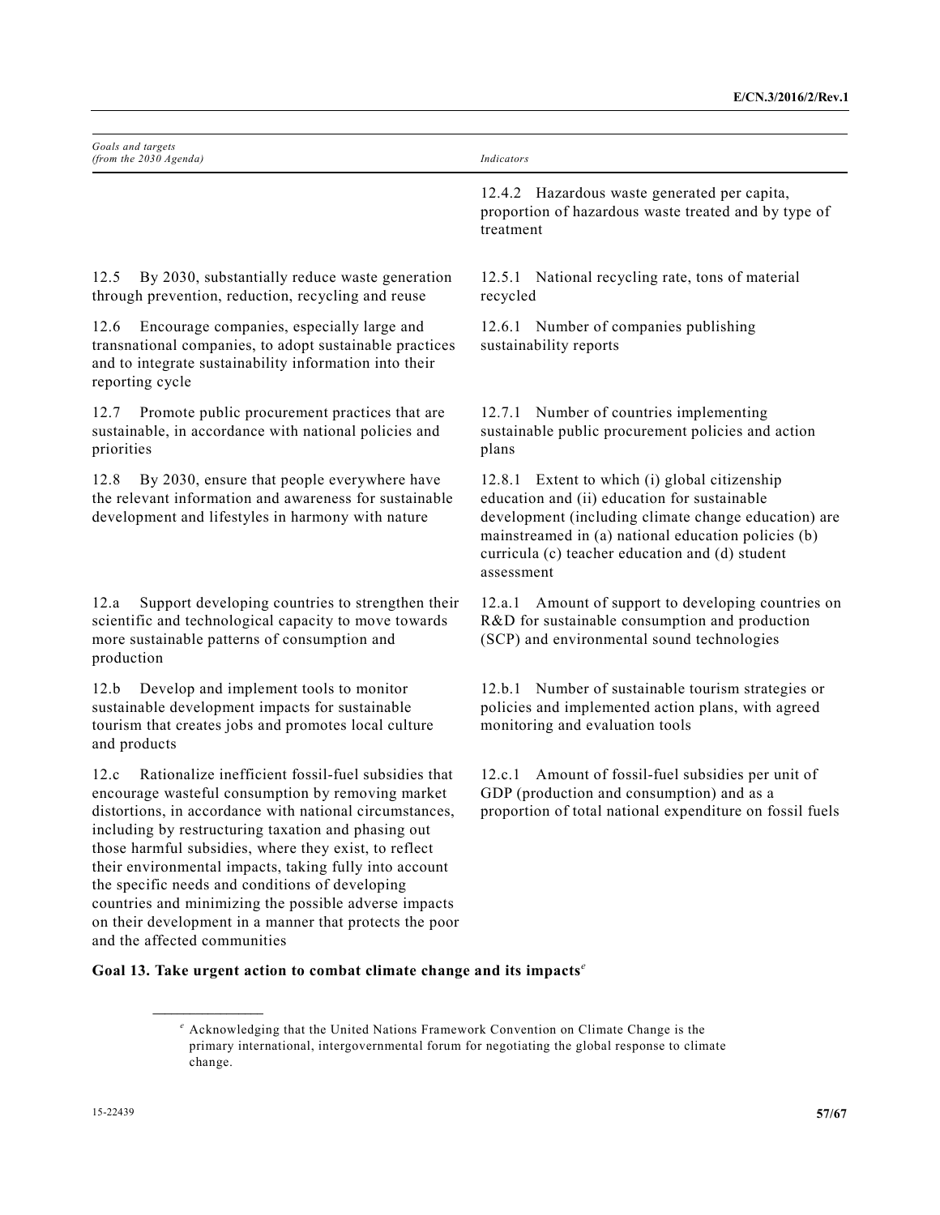| *Goals and targets (from the 2030 Agenda)* | *Indicators* |
| --- | --- |
| | 12.4.2 Hazardous waste generated per capita, proportion of hazardous waste treated and by type of treatment |
| 12.5 By 2030, substantially reduce waste generation through prevention, reduction, recycling and reuse | 12.5.1 National recycling rate, tons of material recycled |
| 12.6 Encourage companies, especially large and transnational companies, to adopt sustainable practices and to integrate sustainability information into their reporting cycle | 12.6.1 Number of companies publishing sustainability reports |
| 12.7 Promote public procurement practices that are sustainable, in accordance with national policies and priorities | 12.7.1 Number of countries implementing sustainable public procurement policies and action plans |
| 12.8 By 2030, ensure that people everywhere have the relevant information and awareness for sustainable development and lifestyles in harmony with nature | 12.8.1 Extent to which (i) global citizenship education and (ii) education for sustainable development (including climate change education) are mainstreamed in (a) national education policies (b) curricula (c) teacher education and (d) student assessment |
| 12.a Support developing countries to strengthen their scientific and technological capacity to move towards more sustainable patterns of consumption and production | 12.a.1 Amount of support to developing countries on R&D for sustainable consumption and production (SCP) and environmental sound technologies |
| 12.b Develop and implement tools to monitor sustainable development impacts for sustainable tourism that creates jobs and promotes local culture and products | 12.b.1 Number of sustainable tourism strategies or policies and implemented action plans, with agreed monitoring and evaluation tools |
| 12.c Rationalize inefficient fossil-fuel subsidies that encourage wasteful consumption by removing market distortions, in accordance with national circumstances, including by restructuring taxation and phasing out those harmful subsidies, where they exist, to reflect their environmental impacts, taking fully into account the specific needs and conditions of developing countries and minimizing the possible adverse impacts on their development in a manner that protects the poor and the affected communities | 12.c.1 Amount of fossil-fuel subsidies per unit of GDP (production and consumption) and as a proportion of total national expenditure on fossil fuels |

**Goal 13. Take urgent action to combat climate change and its impacts**[e]

[e] Acknowledging that the United Nations Framework Convention on Climate Change is the primary international, intergovernmental forum for negotiating the global response to climate change.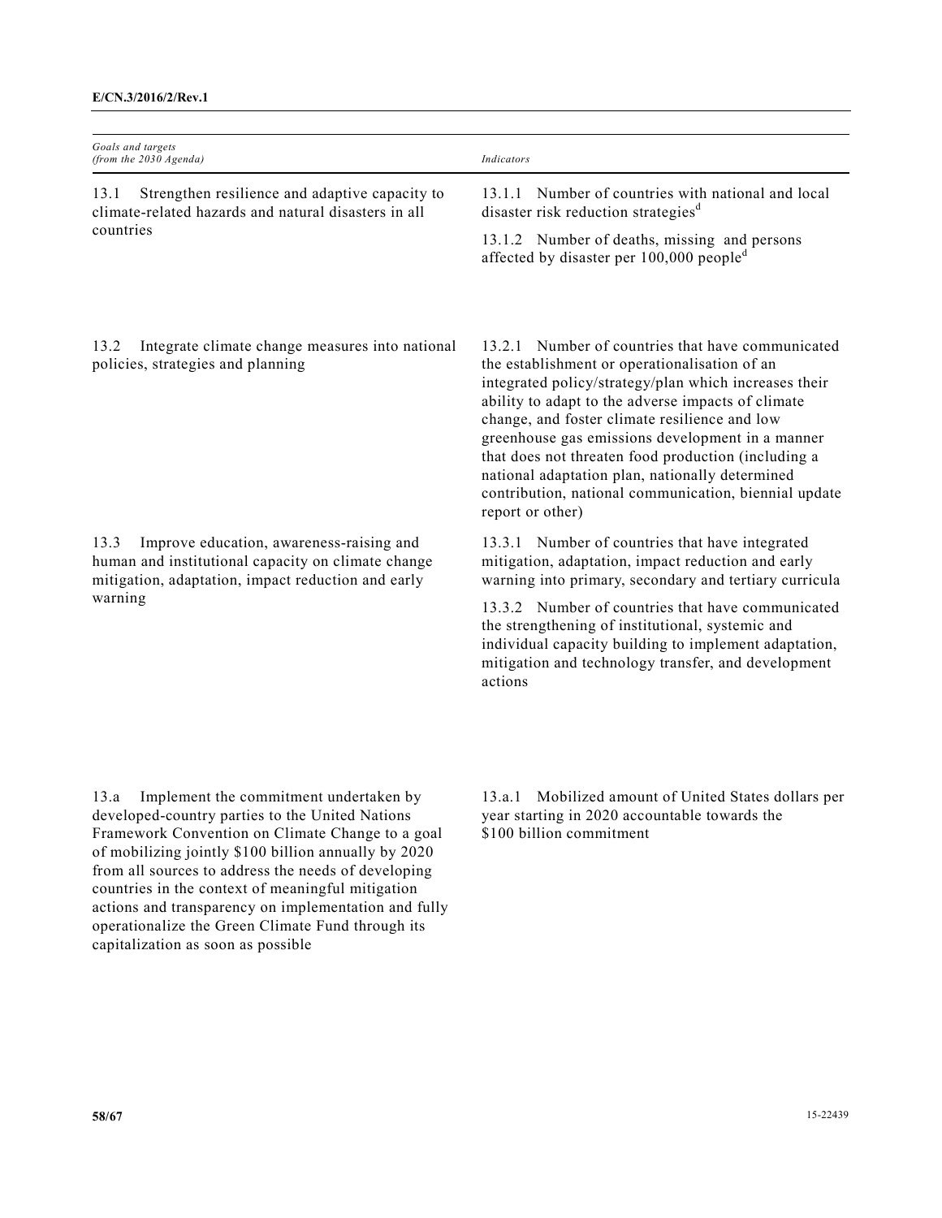| *Goals and targets (from the 2030 Agenda)* | *Indicators* |
| --- | --- |
| 13.1 Strengthen resilience and adaptive capacity to climate-related hazards and natural disasters in all countries | 13.1.1 Number of countries with national and local disaster risk reduction strategies[d]<br><br>13.1.2 Number of deaths, missing and persons affected by disaster per 100,000 people[d] |
| 13.2 Integrate climate change measures into national policies, strategies and planning | 13.2.1 Number of countries that have communicated the establishment or operationalisation of an integrated policy/strategy/plan which increases their ability to adapt to the adverse impacts of climate change, and foster climate resilience and low greenhouse gas emissions development in a manner that does not threaten food production (including a national adaptation plan, nationally determined contribution, national communication, biennial update report or other) |
| 13.3 Improve education, awareness-raising and human and institutional capacity on climate change mitigation, adaptation, impact reduction and early warning | 13.3.1 Number of countries that have integrated mitigation, adaptation, impact reduction and early warning into primary, secondary and tertiary curricula<br><br>13.3.2 Number of countries that have communicated the strengthening of institutional, systemic and individual capacity building to implement adaptation, mitigation and technology transfer, and development actions |
| 13.a Implement the commitment undertaken by developed-country parties to the United Nations Framework Convention on Climate Change to a goal of mobilizing jointly $100 billion annually by 2020 from all sources to address the needs of developing countries in the context of meaningful mitigation actions and transparency on implementation and fully operationalize the Green Climate Fund through its capitalization as soon as possible | 13.a.1 Mobilized amount of United States dollars per year starting in 2020 accountable towards the $100 billion commitment |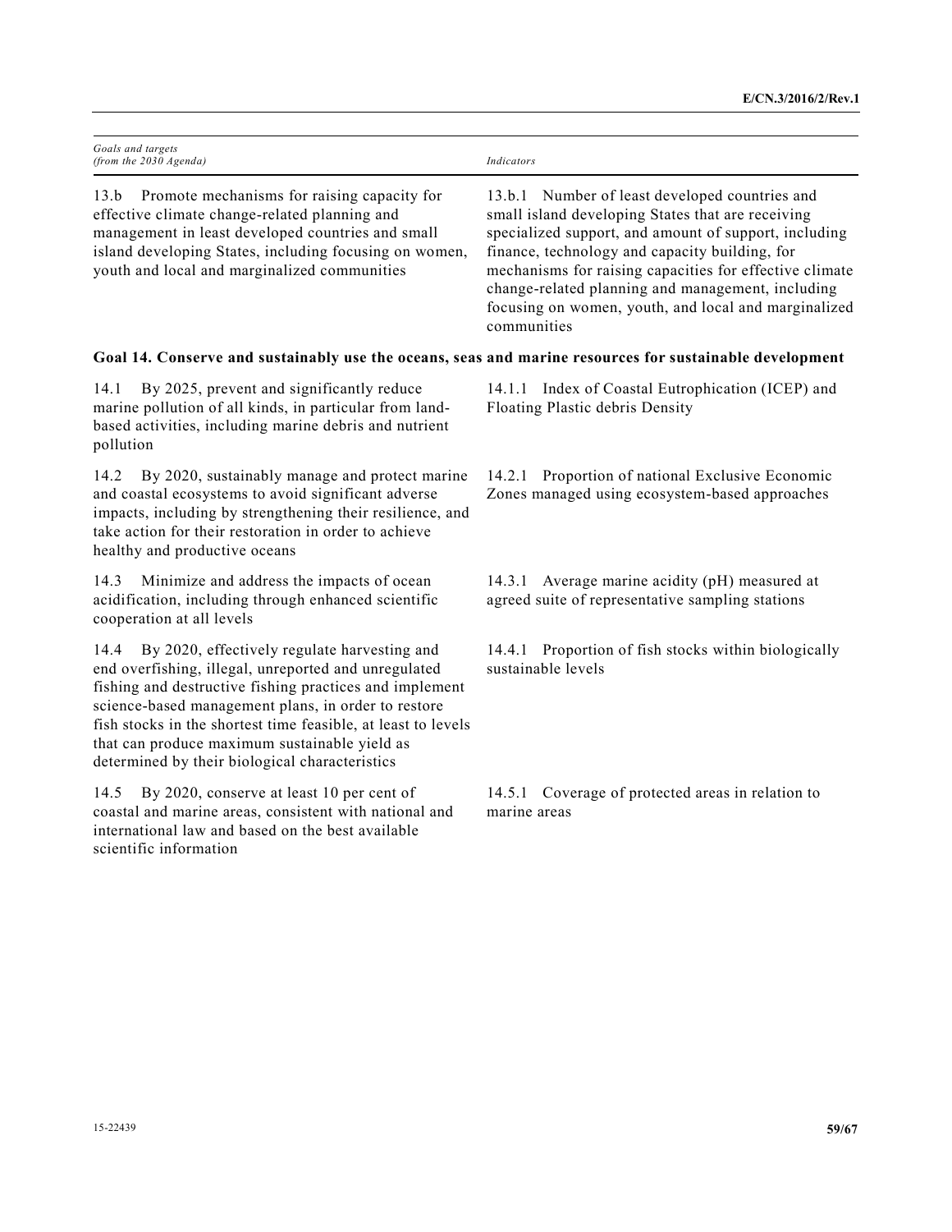| *Goals and targets (from the 2030 Agenda)* | *Indicators* |
|---|---|
| 13.b Promote mechanisms for raising capacity for effective climate change-related planning and management in least developed countries and small island developing States, including focusing on women, youth and local and marginalized communities | 13.b.1 Number of least developed countries and small island developing States that are receiving specialized support, and amount of support, including finance, technology and capacity building, for mechanisms for raising capacities for effective climate change-related planning and management, including focusing on women, youth, and local and marginalized communities |
| **Goal 14. Conserve and sustainably use the oceans, seas and marine resources for sustainable development** | |
| 14.1 By 2025, prevent and significantly reduce marine pollution of all kinds, in particular from land-based activities, including marine debris and nutrient pollution | 14.1.1 Index of Coastal Eutrophication (ICEP) and Floating Plastic debris Density |
| 14.2 By 2020, sustainably manage and protect marine and coastal ecosystems to avoid significant adverse impacts, including by strengthening their resilience, and take action for their restoration in order to achieve healthy and productive oceans | 14.2.1 Proportion of national Exclusive Economic Zones managed using ecosystem-based approaches |
| 14.3 Minimize and address the impacts of ocean acidification, including through enhanced scientific cooperation at all levels | 14.3.1 Average marine acidity (pH) measured at agreed suite of representative sampling stations |
| 14.4 By 2020, effectively regulate harvesting and end overfishing, illegal, unreported and unregulated fishing and destructive fishing practices and implement science-based management plans, in order to restore fish stocks in the shortest time feasible, at least to levels that can produce maximum sustainable yield as determined by their biological characteristics | 14.4.1 Proportion of fish stocks within biologically sustainable levels |
| 14.5 By 2020, conserve at least 10 per cent of coastal and marine areas, consistent with national and international law and based on the best available scientific information | 14.5.1 Coverage of protected areas in relation to marine areas |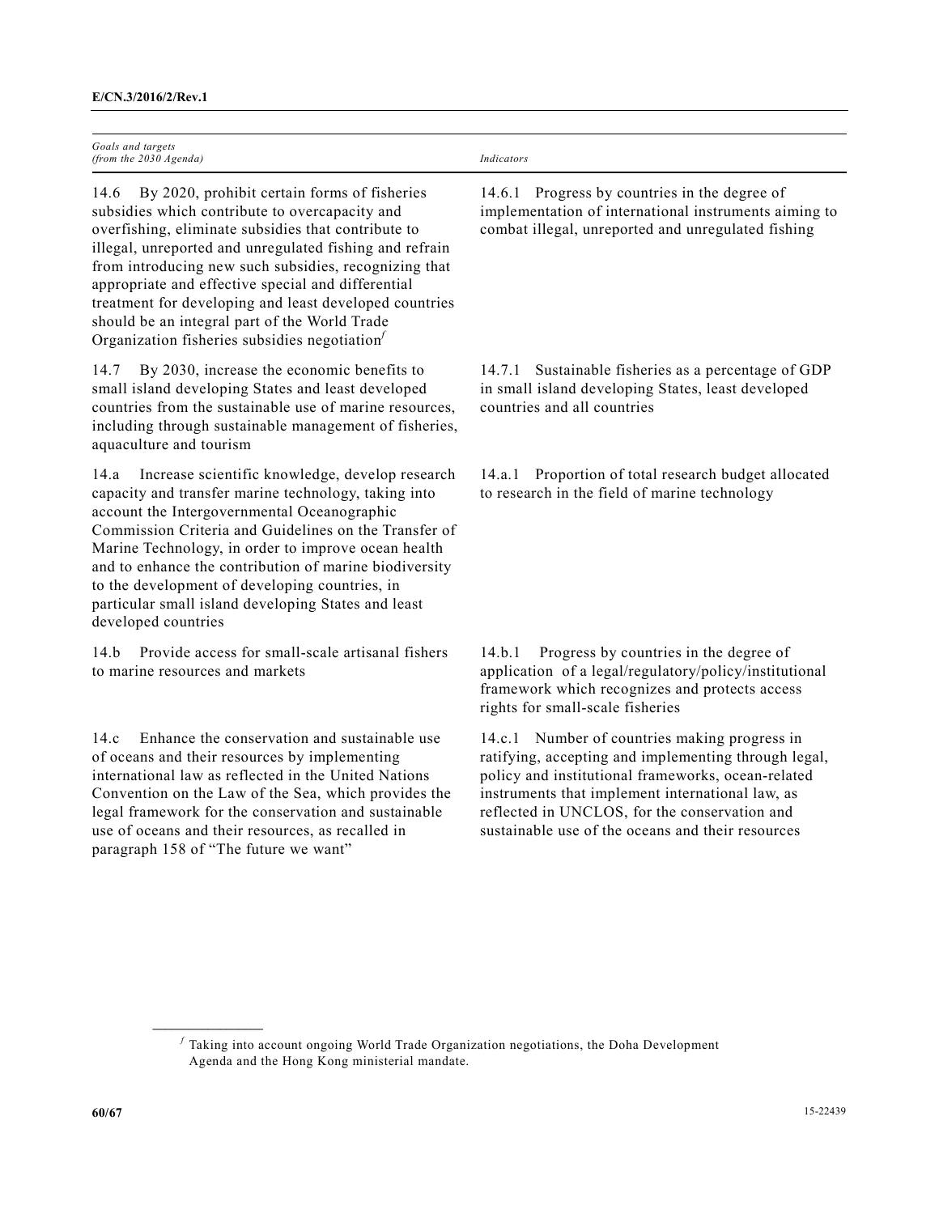| *Goals and targets (from the 2030 Agenda)* | *Indicators* |
|---|---|
| 14.6 By 2020, prohibit certain forms of fisheries subsidies which contribute to overcapacity and overfishing, eliminate subsidies that contribute to illegal, unreported and unregulated fishing and refrain from introducing new such subsidies, recognizing that appropriate and effective special and differential treatment for developing and least developed countries should be an integral part of the World Trade Organization fisheries subsidies negotiation[f] | 14.6.1 Progress by countries in the degree of implementation of international instruments aiming to combat illegal, unreported and unregulated fishing |
| 14.7 By 2030, increase the economic benefits to small island developing States and least developed countries from the sustainable use of marine resources, including through sustainable management of fisheries, aquaculture and tourism | 14.7.1 Sustainable fisheries as a percentage of GDP in small island developing States, least developed countries and all countries |
| 14.a Increase scientific knowledge, develop research capacity and transfer marine technology, taking into account the Intergovernmental Oceanographic Commission Criteria and Guidelines on the Transfer of Marine Technology, in order to improve ocean health and to enhance the contribution of marine biodiversity to the development of developing countries, in particular small island developing States and least developed countries | 14.a.1 Proportion of total research budget allocated to research in the field of marine technology |
| 14.b Provide access for small-scale artisanal fishers to marine resources and markets | 14.b.1 Progress by countries in the degree of application of a legal/regulatory/policy/institutional framework which recognizes and protects access rights for small-scale fisheries |
| 14.c Enhance the conservation and sustainable use of oceans and their resources by implementing international law as reflected in the United Nations Convention on the Law of the Sea, which provides the legal framework for the conservation and sustainable use of oceans and their resources, as recalled in paragraph 158 of "The future we want" | 14.c.1 Number of countries making progress in ratifying, accepting and implementing through legal, policy and institutional frameworks, ocean-related instruments that implement international law, as reflected in UNCLOS, for the conservation and sustainable use of the oceans and their resources |

[f] Taking into account ongoing World Trade Organization negotiations, the Doha Development Agenda and the Hong Kong ministerial mandate.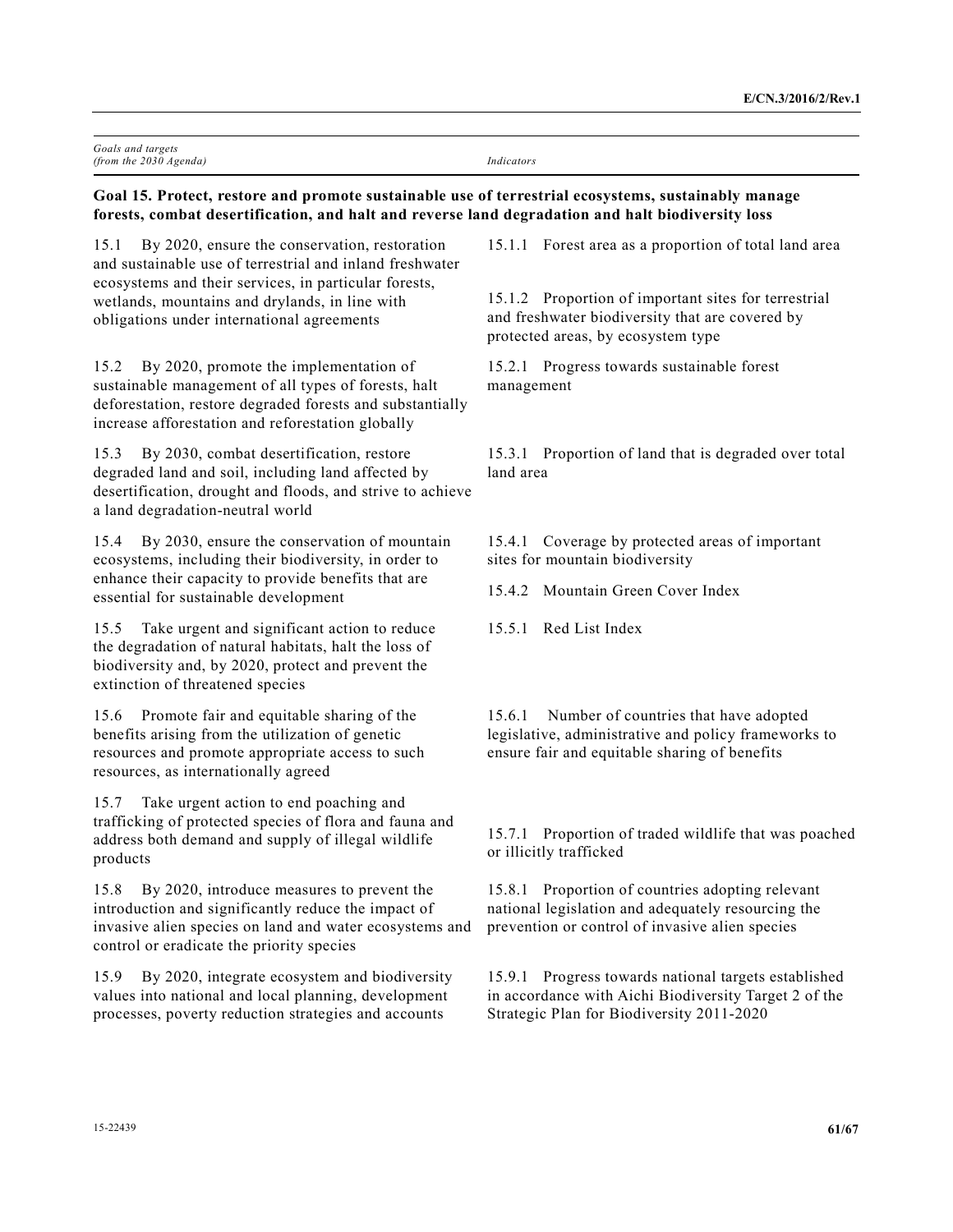| *Goals and targets (from the 2030 Agenda)* | *Indicators* |
|---|---|
| **Goal 15. Protect, restore and promote sustainable use of terrestrial ecosystems, sustainably manage forests, combat desertification, and halt and reverse land degradation and halt biodiversity loss** | |
| 15.1 By 2020, ensure the conservation, restoration and sustainable use of terrestrial and inland freshwater ecosystems and their services, in particular forests, wetlands, mountains and drylands, in line with obligations under international agreements | 15.1.1 Forest area as a proportion of total land area<br><br>15.1.2 Proportion of important sites for terrestrial and freshwater biodiversity that are covered by protected areas, by ecosystem type |
| 15.2 By 2020, promote the implementation of sustainable management of all types of forests, halt deforestation, restore degraded forests and substantially increase afforestation and reforestation globally | 15.2.1 Progress towards sustainable forest management |
| 15.3 By 2030, combat desertification, restore degraded land and soil, including land affected by desertification, drought and floods, and strive to achieve a land degradation-neutral world | 15.3.1 Proportion of land that is degraded over total land area |
| 15.4 By 2030, ensure the conservation of mountain ecosystems, including their biodiversity, in order to enhance their capacity to provide benefits that are essential for sustainable development | 15.4.1 Coverage by protected areas of important sites for mountain biodiversity<br><br>15.4.2 Mountain Green Cover Index |
| 15.5 Take urgent and significant action to reduce the degradation of natural habitats, halt the loss of biodiversity and, by 2020, protect and prevent the extinction of threatened species | 15.5.1 Red List Index |
| 15.6 Promote fair and equitable sharing of the benefits arising from the utilization of genetic resources and promote appropriate access to such resources, as internationally agreed | 15.6.1 Number of countries that have adopted legislative, administrative and policy frameworks to ensure fair and equitable sharing of benefits |
| 15.7 Take urgent action to end poaching and trafficking of protected species of flora and fauna and address both demand and supply of illegal wildlife products | 15.7.1 Proportion of traded wildlife that was poached or illicitly trafficked |
| 15.8 By 2020, introduce measures to prevent the introduction and significantly reduce the impact of invasive alien species on land and water ecosystems and control or eradicate the priority species | 15.8.1 Proportion of countries adopting relevant national legislation and adequately resourcing the prevention or control of invasive alien species |
| 15.9 By 2020, integrate ecosystem and biodiversity values into national and local planning, development processes, poverty reduction strategies and accounts | 15.9.1 Progress towards national targets established in accordance with Aichi Biodiversity Target 2 of the Strategic Plan for Biodiversity 2011-2020 |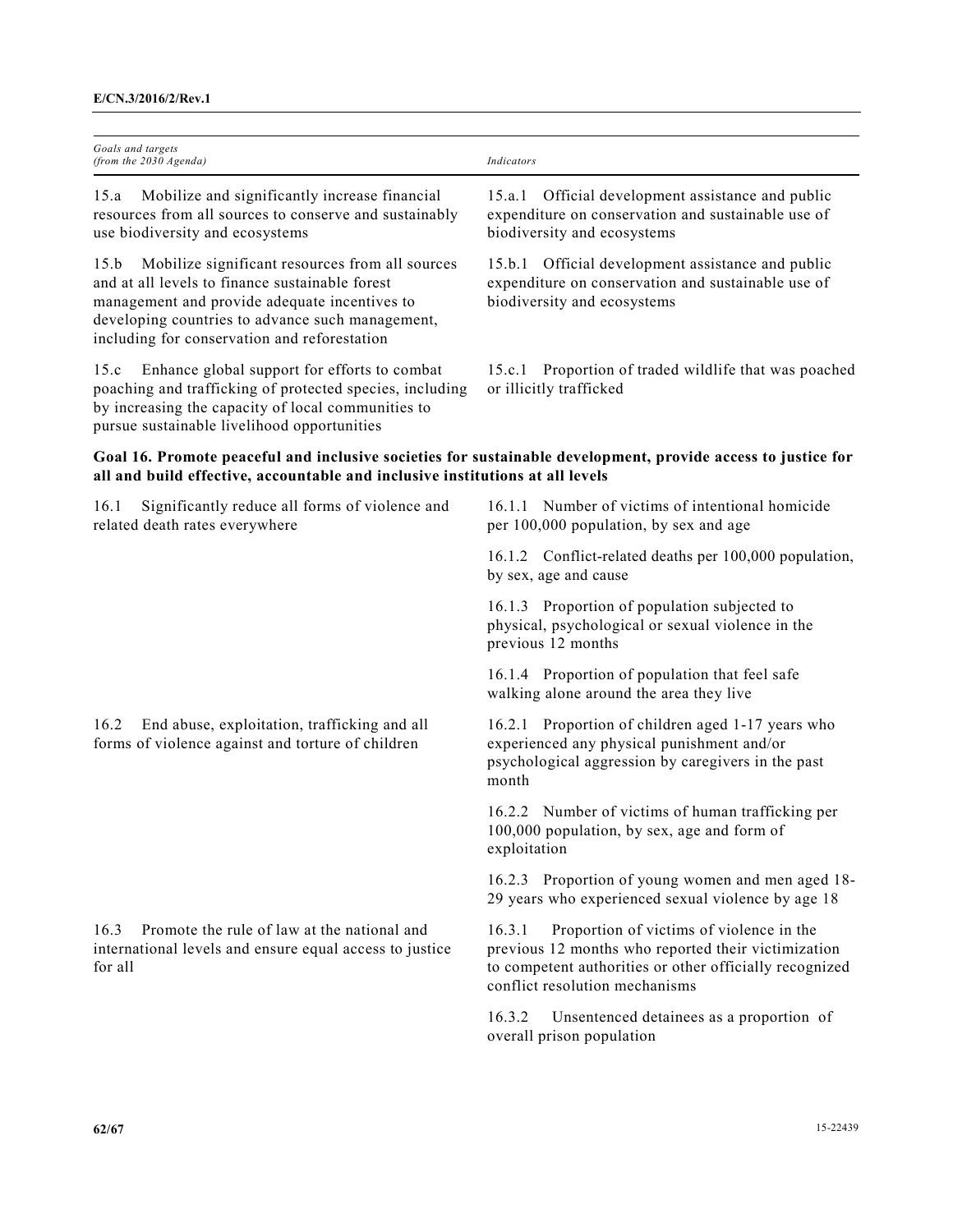| *Goals and targets (from the 2030 Agenda)* | *Indicators* |
|---|---|
| 15.a Mobilize and significantly increase financial resources from all sources to conserve and sustainably use biodiversity and ecosystems | 15.a.1 Official development assistance and public expenditure on conservation and sustainable use of biodiversity and ecosystems |
| 15.b Mobilize significant resources from all sources and at all levels to finance sustainable forest management and provide adequate incentives to developing countries to advance such management, including for conservation and reforestation | 15.b.1 Official development assistance and public expenditure on conservation and sustainable use of biodiversity and ecosystems |
| 15.c Enhance global support for efforts to combat poaching and trafficking of protected species, including by increasing the capacity of local communities to pursue sustainable livelihood opportunities | 15.c.1 Proportion of traded wildlife that was poached or illicitly trafficked |
| **Goal 16. Promote peaceful and inclusive societies for sustainable development, provide access to justice for all and build effective, accountable and inclusive institutions at all levels** | |
| 16.1 Significantly reduce all forms of violence and related death rates everywhere | 16.1.1 Number of victims of intentional homicide per 100,000 population, by sex and age |
| | 16.1.2 Conflict-related deaths per 100,000 population, by sex, age and cause |
| | 16.1.3 Proportion of population subjected to physical, psychological or sexual violence in the previous 12 months |
| | 16.1.4 Proportion of population that feel safe walking alone around the area they live |
| 16.2 End abuse, exploitation, trafficking and all forms of violence against and torture of children | 16.2.1 Proportion of children aged 1-17 years who experienced any physical punishment and/or psychological aggression by caregivers in the past month |
| | 16.2.2 Number of victims of human trafficking per 100,000 population, by sex, age and form of exploitation |
| | 16.2.3 Proportion of young women and men aged 18-29 years who experienced sexual violence by age 18 |
| 16.3 Promote the rule of law at the national and international levels and ensure equal access to justice for all | 16.3.1 Proportion of victims of violence in the previous 12 months who reported their victimization to competent authorities or other officially recognized conflict resolution mechanisms |
| | 16.3.2 Unsentenced detainees as a proportion of overall prison population |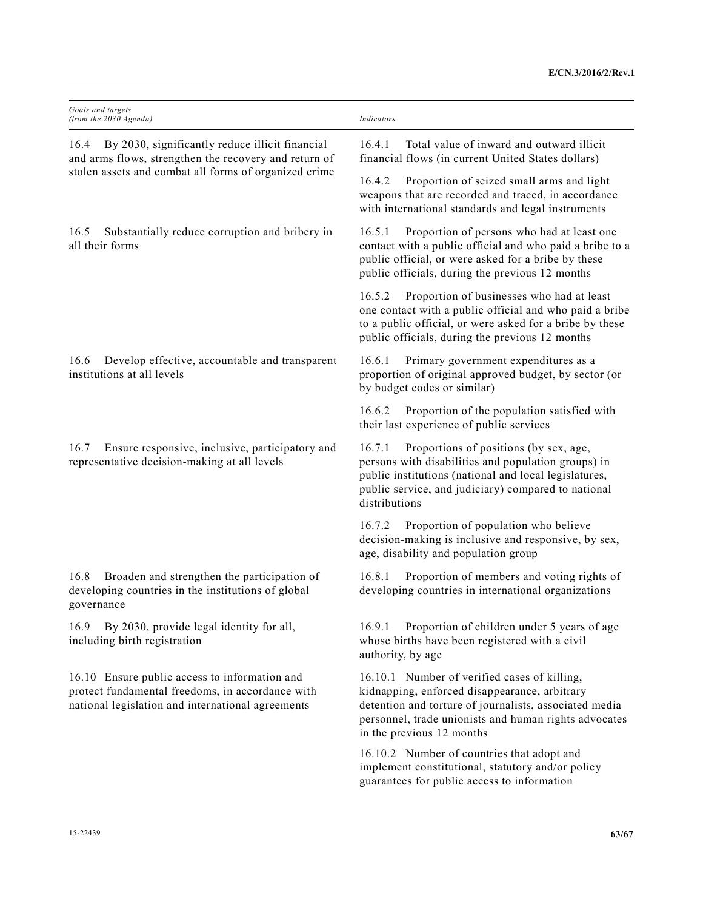| *Goals and targets (from the 2030 Agenda)* | *Indicators* |
| --- | --- |
| 16.4 By 2030, significantly reduce illicit financial and arms flows, strengthen the recovery and return of stolen assets and combat all forms of organized crime | 16.4.1 Total value of inward and outward illicit financial flows (in current United States dollars) |
| | 16.4.2 Proportion of seized small arms and light weapons that are recorded and traced, in accordance with international standards and legal instruments |
| 16.5 Substantially reduce corruption and bribery in all their forms | 16.5.1 Proportion of persons who had at least one contact with a public official and who paid a bribe to a public official, or were asked for a bribe by these public officials, during the previous 12 months |
| | 16.5.2 Proportion of businesses who had at least one contact with a public official and who paid a bribe to a public official, or were asked for a bribe by these public officials, during the previous 12 months |
| 16.6 Develop effective, accountable and transparent institutions at all levels | 16.6.1 Primary government expenditures as a proportion of original approved budget, by sector (or by budget codes or similar) |
| | 16.6.2 Proportion of the population satisfied with their last experience of public services |
| 16.7 Ensure responsive, inclusive, participatory and representative decision-making at all levels | 16.7.1 Proportions of positions (by sex, age, persons with disabilities and population groups) in public institutions (national and local legislatures, public service, and judiciary) compared to national distributions |
| | 16.7.2 Proportion of population who believe decision-making is inclusive and responsive, by sex, age, disability and population group |
| 16.8 Broaden and strengthen the participation of developing countries in the institutions of global governance | 16.8.1 Proportion of members and voting rights of developing countries in international organizations |
| 16.9 By 2030, provide legal identity for all, including birth registration | 16.9.1 Proportion of children under 5 years of age whose births have been registered with a civil authority, by age |
| 16.10 Ensure public access to information and protect fundamental freedoms, in accordance with national legislation and international agreements | 16.10.1 Number of verified cases of killing, kidnapping, enforced disappearance, arbitrary detention and torture of journalists, associated media personnel, trade unionists and human rights advocates in the previous 12 months |
| | 16.10.2 Number of countries that adopt and implement constitutional, statutory and/or policy guarantees for public access to information |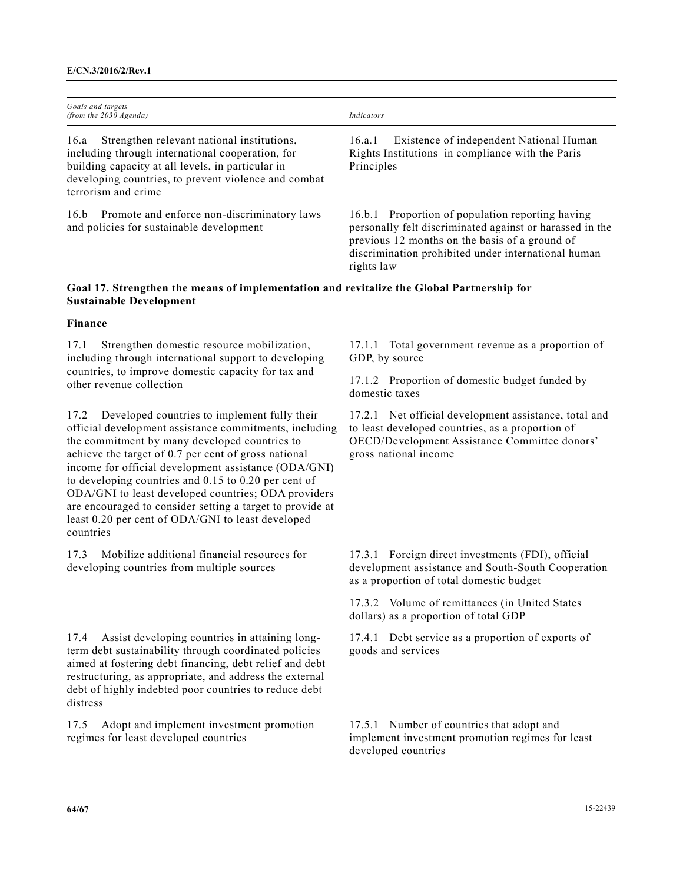| Goals and targets (from the 2030 Agenda) | Indicators |
|---|---|
| 16.a Strengthen relevant national institutions, including through international cooperation, for building capacity at all levels, in particular in developing countries, to prevent violence and combat terrorism and crime | 16.a.1 Existence of independent National Human Rights Institutions in compliance with the Paris Principles |
| 16.b Promote and enforce non-discriminatory laws and policies for sustainable development | 16.b.1 Proportion of population reporting having personally felt discriminated against or harassed in the previous 12 months on the basis of a ground of discrimination prohibited under international human rights law |
| **Goal 17. Strengthen the means of implementation and revitalize the Global Partnership for Sustainable Development** | |
| **Finance** | |
| 17.1 Strengthen domestic resource mobilization, including through international support to developing countries, to improve domestic capacity for tax and other revenue collection | 17.1.1 Total government revenue as a proportion of GDP, by source<br><br>17.1.2 Proportion of domestic budget funded by domestic taxes |
| 17.2 Developed countries to implement fully their official development assistance commitments, including the commitment by many developed countries to achieve the target of 0.7 per cent of gross national income for official development assistance (ODA/GNI) to developing countries and 0.15 to 0.20 per cent of ODA/GNI to least developed countries; ODA providers are encouraged to consider setting a target to provide at least 0.20 per cent of ODA/GNI to least developed countries | 17.2.1 Net official development assistance, total and to least developed countries, as a proportion of OECD/Development Assistance Committee donors' gross national income |
| 17.3 Mobilize additional financial resources for developing countries from multiple sources | 17.3.1 Foreign direct investments (FDI), official development assistance and South-South Cooperation as a proportion of total domestic budget<br><br>17.3.2 Volume of remittances (in United States dollars) as a proportion of total GDP |
| 17.4 Assist developing countries in attaining long-term debt sustainability through coordinated policies aimed at fostering debt financing, debt relief and debt restructuring, as appropriate, and address the external debt of highly indebted poor countries to reduce debt distress | 17.4.1 Debt service as a proportion of exports of goods and services |
| 17.5 Adopt and implement investment promotion regimes for least developed countries | 17.5.1 Number of countries that adopt and implement investment promotion regimes for least developed countries |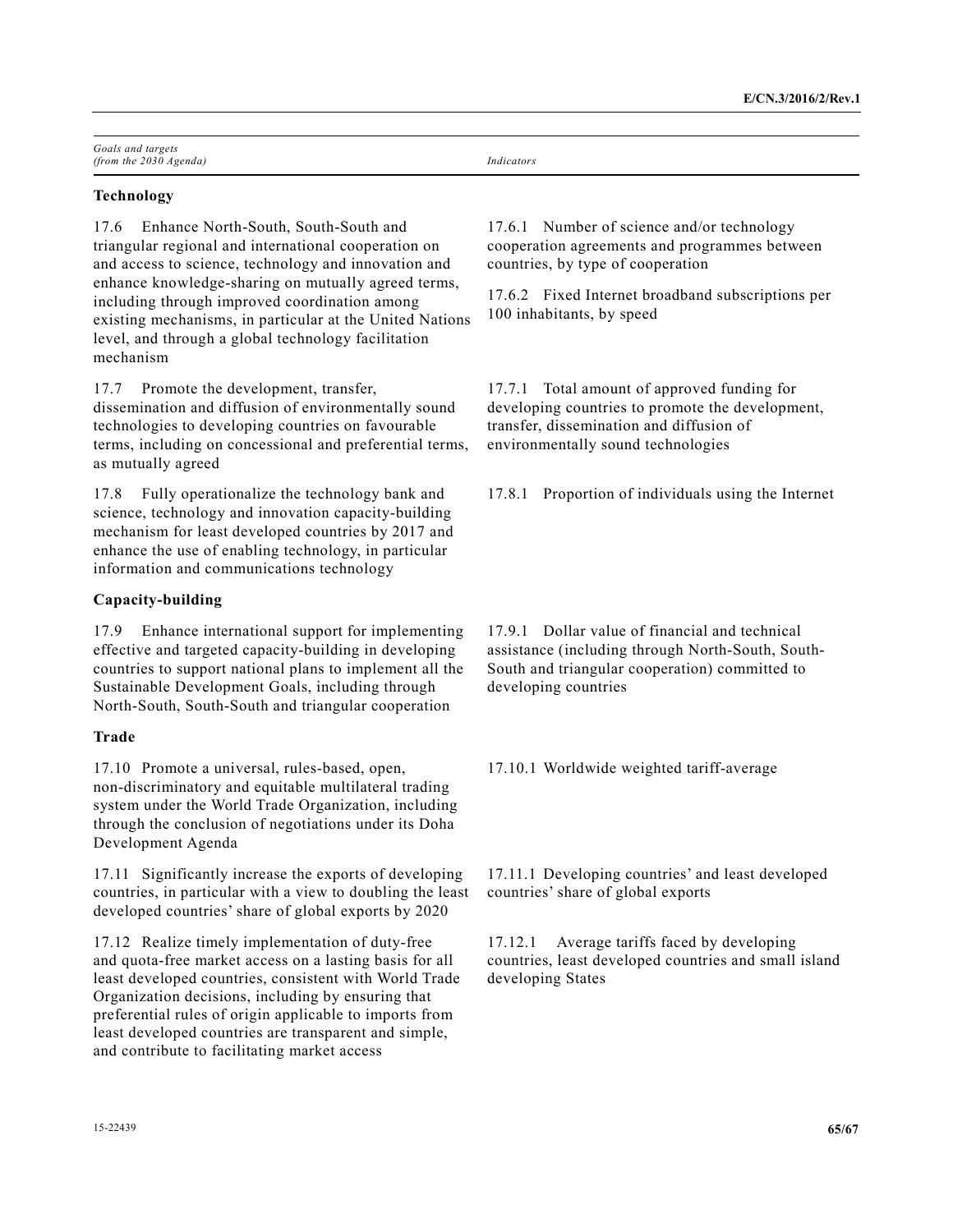| *Goals and targets (from the 2030 Agenda)* | *Indicators* |
| --- | --- |
| **Technology** | |
| 17.6 Enhance North-South, South-South and triangular regional and international cooperation on and access to science, technology and innovation and enhance knowledge-sharing on mutually agreed terms, including through improved coordination among existing mechanisms, in particular at the United Nations level, and through a global technology facilitation mechanism | 17.6.1 Number of science and/or technology cooperation agreements and programmes between countries, by type of cooperation<br><br>17.6.2 Fixed Internet broadband subscriptions per 100 inhabitants, by speed |
| 17.7 Promote the development, transfer, dissemination and diffusion of environmentally sound technologies to developing countries on favourable terms, including on concessional and preferential terms, as mutually agreed | 17.7.1 Total amount of approved funding for developing countries to promote the development, transfer, dissemination and diffusion of environmentally sound technologies |
| 17.8 Fully operationalize the technology bank and science, technology and innovation capacity-building mechanism for least developed countries by 2017 and enhance the use of enabling technology, in particular information and communications technology | 17.8.1 Proportion of individuals using the Internet |
| **Capacity-building** | |
| 17.9 Enhance international support for implementing effective and targeted capacity-building in developing countries to support national plans to implement all the Sustainable Development Goals, including through North-South, South-South and triangular cooperation | 17.9.1 Dollar value of financial and technical assistance (including through North-South, South-South and triangular cooperation) committed to developing countries |
| **Trade** | |
| 17.10 Promote a universal, rules-based, open, non-discriminatory and equitable multilateral trading system under the World Trade Organization, including through the conclusion of negotiations under its Doha Development Agenda | 17.10.1 Worldwide weighted tariff-average |
| 17.11 Significantly increase the exports of developing countries, in particular with a view to doubling the least developed countries' share of global exports by 2020 | 17.11.1 Developing countries' and least developed countries' share of global exports |
| 17.12 Realize timely implementation of duty-free and quota-free market access on a lasting basis for all least developed countries, consistent with World Trade Organization decisions, including by ensuring that preferential rules of origin applicable to imports from least developed countries are transparent and simple, and contribute to facilitating market access | 17.12.1 Average tariffs faced by developing countries, least developed countries and small island developing States |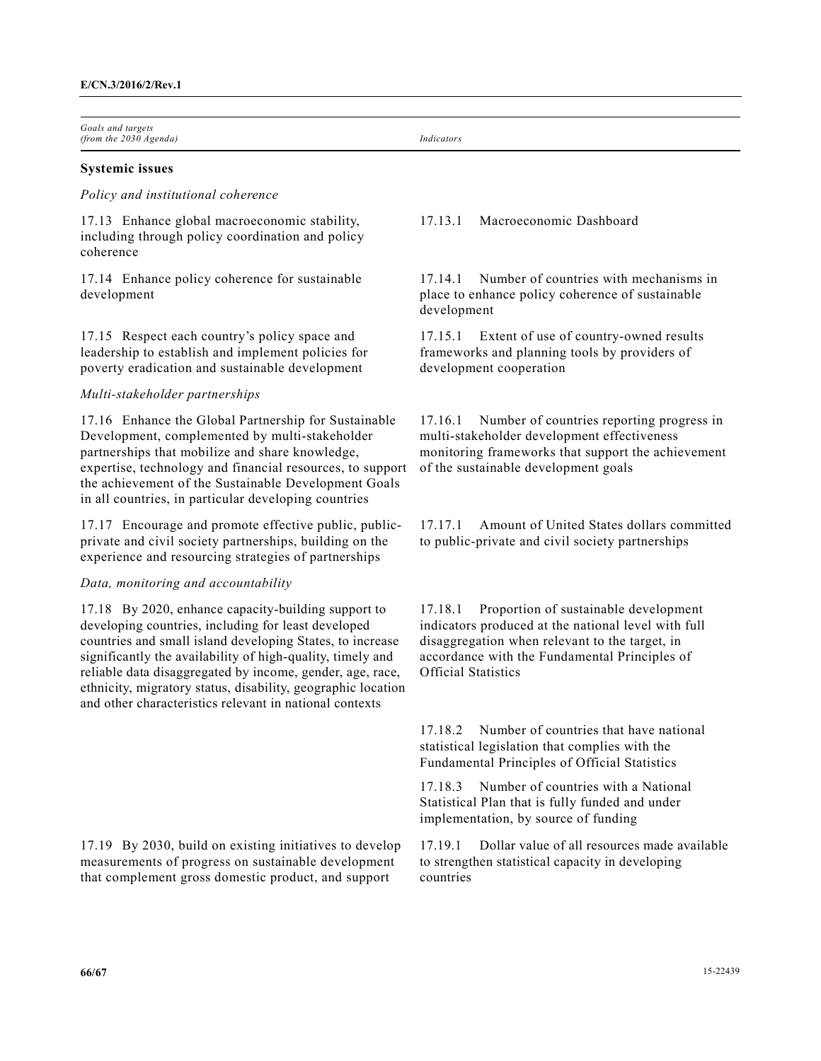| Goals and targets (from the 2030 Agenda) | Indicators |
| --- | --- |
| **Systemic issues** | |
| *Policy and institutional coherence* | |
| 17.13 Enhance global macroeconomic stability, including through policy coordination and policy coherence | 17.13.1 Macroeconomic Dashboard |
| 17.14 Enhance policy coherence for sustainable development | 17.14.1 Number of countries with mechanisms in place to enhance policy coherence of sustainable development |
| 17.15 Respect each country's policy space and leadership to establish and implement policies for poverty eradication and sustainable development | 17.15.1 Extent of use of country-owned results frameworks and planning tools by providers of development cooperation |
| *Multi-stakeholder partnerships* | |
| 17.16 Enhance the Global Partnership for Sustainable Development, complemented by multi-stakeholder partnerships that mobilize and share knowledge, expertise, technology and financial resources, to support the achievement of the Sustainable Development Goals in all countries, in particular developing countries | 17.16.1 Number of countries reporting progress in multi-stakeholder development effectiveness monitoring frameworks that support the achievement of the sustainable development goals |
| 17.17 Encourage and promote effective public, public-private and civil society partnerships, building on the experience and resourcing strategies of partnerships | 17.17.1 Amount of United States dollars committed to public-private and civil society partnerships |
| *Data, monitoring and accountability* | |
| 17.18 By 2020, enhance capacity-building support to developing countries, including for least developed countries and small island developing States, to increase significantly the availability of high-quality, timely and reliable data disaggregated by income, gender, age, race, ethnicity, migratory status, disability, geographic location and other characteristics relevant in national contexts | 17.18.1 Proportion of sustainable development indicators produced at the national level with full disaggregation when relevant to the target, in accordance with the Fundamental Principles of Official Statistics |
| | 17.18.2 Number of countries that have national statistical legislation that complies with the Fundamental Principles of Official Statistics |
| | 17.18.3 Number of countries with a National Statistical Plan that is fully funded and under implementation, by source of funding |
| 17.19 By 2030, build on existing initiatives to develop measurements of progress on sustainable development that complement gross domestic product, and support | 17.19.1 Dollar value of all resources made available to strengthen statistical capacity in developing countries |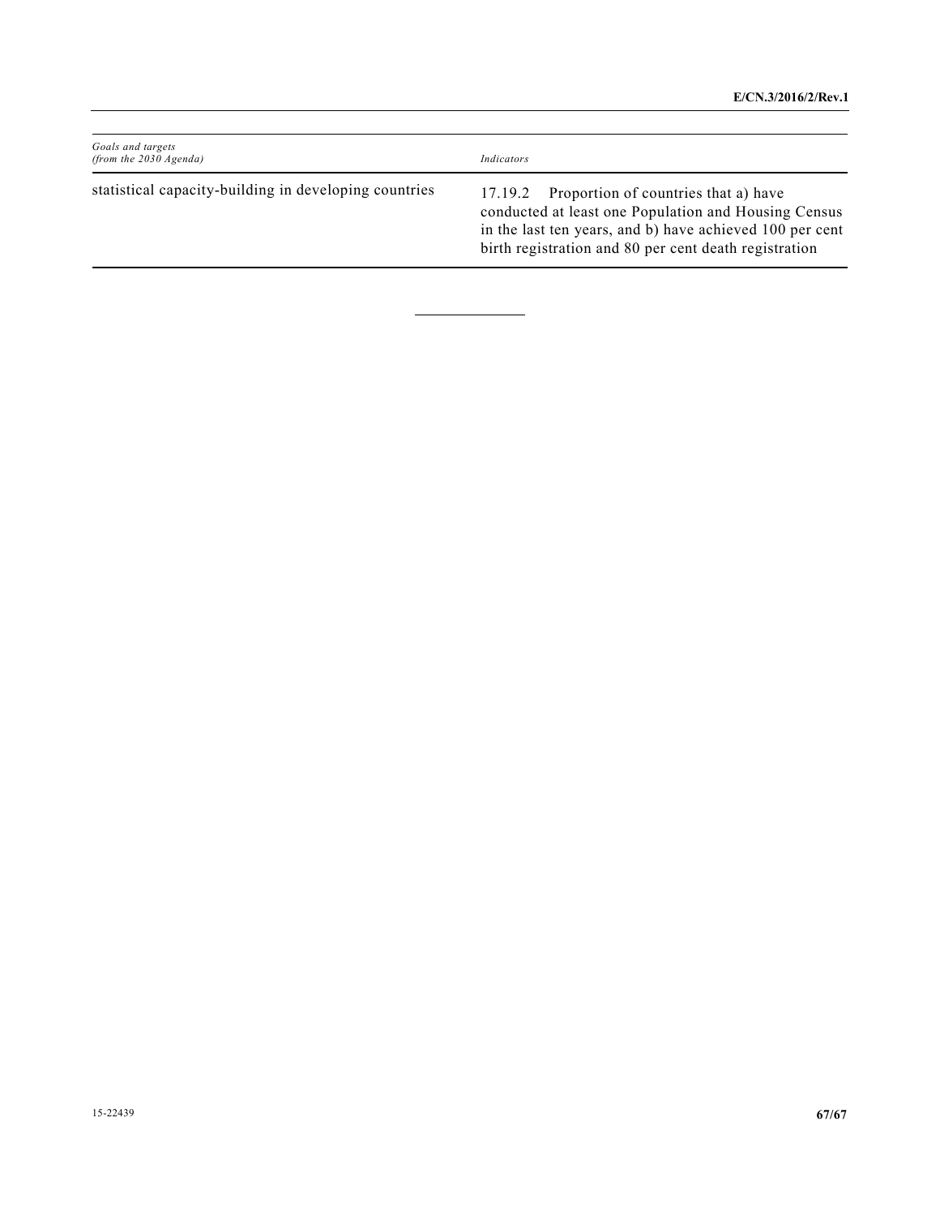| *Goals and targets (from the 2030 Agenda)* | *Indicators* |
| --- | --- |
| statistical capacity-building in developing countries | 17.19.2 Proportion of countries that a) have conducted at least one Population and Housing Census in the last ten years, and b) have achieved 100 per cent birth registration and 80 per cent death registration |